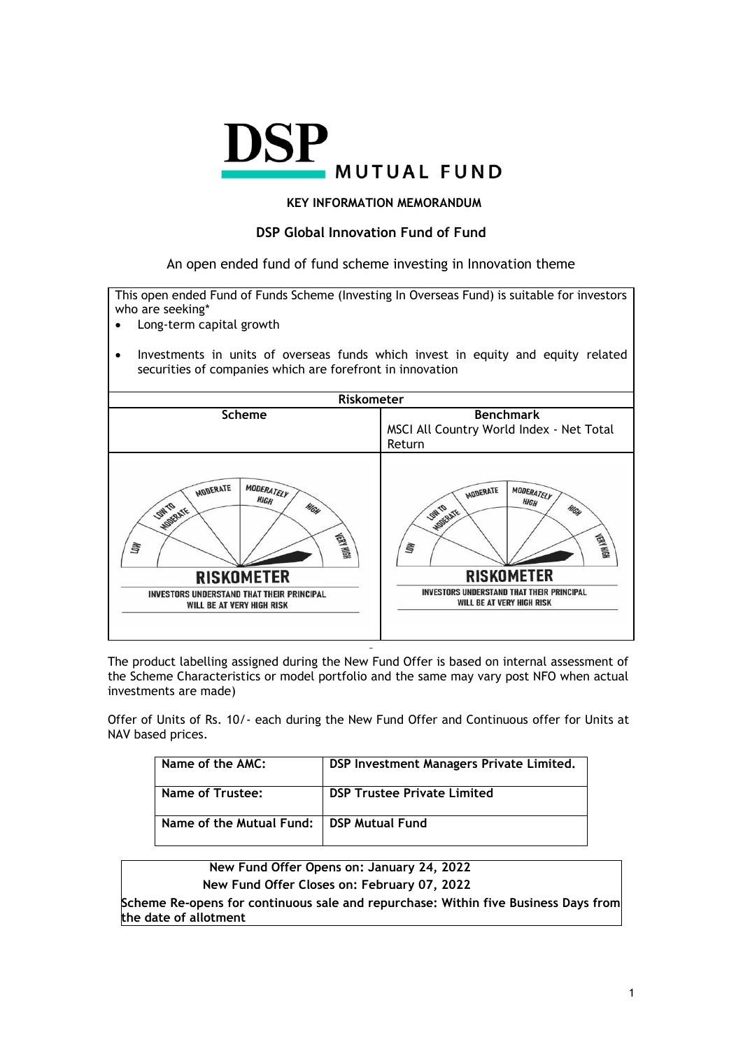DSP MUTUAL FUND

**KEY INFORMATION MEMORANDUM**

## DSP Global Innovation Fund of Fund

An open ended fund of fund scheme investing in Innovation theme

This open ended Fund of Funds Scheme (Investing In Overseas Fund) is suitable for investors who are seeking*

- Long-term capital growth
- Investments in units of overseas funds which invest in equity and equity related securities of companies which are forefront in innovation

| Riskometer | |
|---|---|
| **Scheme** | **Benchmark** MSCI All Country World Index - Net Total Return |
| RISKOMETER: INVESTORS UNDERSTAND THAT THEIR PRINCIPAL WILL BE AT VERY HIGH RISK | RISKOMETER: INVESTORS UNDERSTAND THAT THEIR PRINCIPAL WILL BE AT VERY HIGH RISK |

The product labelling assigned during the New Fund Offer is based on internal assessment of the Scheme Characteristics or model portfolio and the same may vary post NFO when actual investments are made)

Offer of Units of Rs. 10/- each during the New Fund Offer and Continuous offer for Units at NAV based prices.

| Name of the AMC: | DSP Investment Managers Private Limited. |
|---|---|
| **Name of Trustee:** | **DSP Trustee Private Limited** |
| **Name of the Mutual Fund:** | **DSP Mutual Fund** |

**New Fund Offer Opens on: January 24, 2022**
**New Fund Offer Closes on: February 07, 2022**
**Scheme Re-opens for continuous sale and repurchase: Within five Business Days from the date of allotment**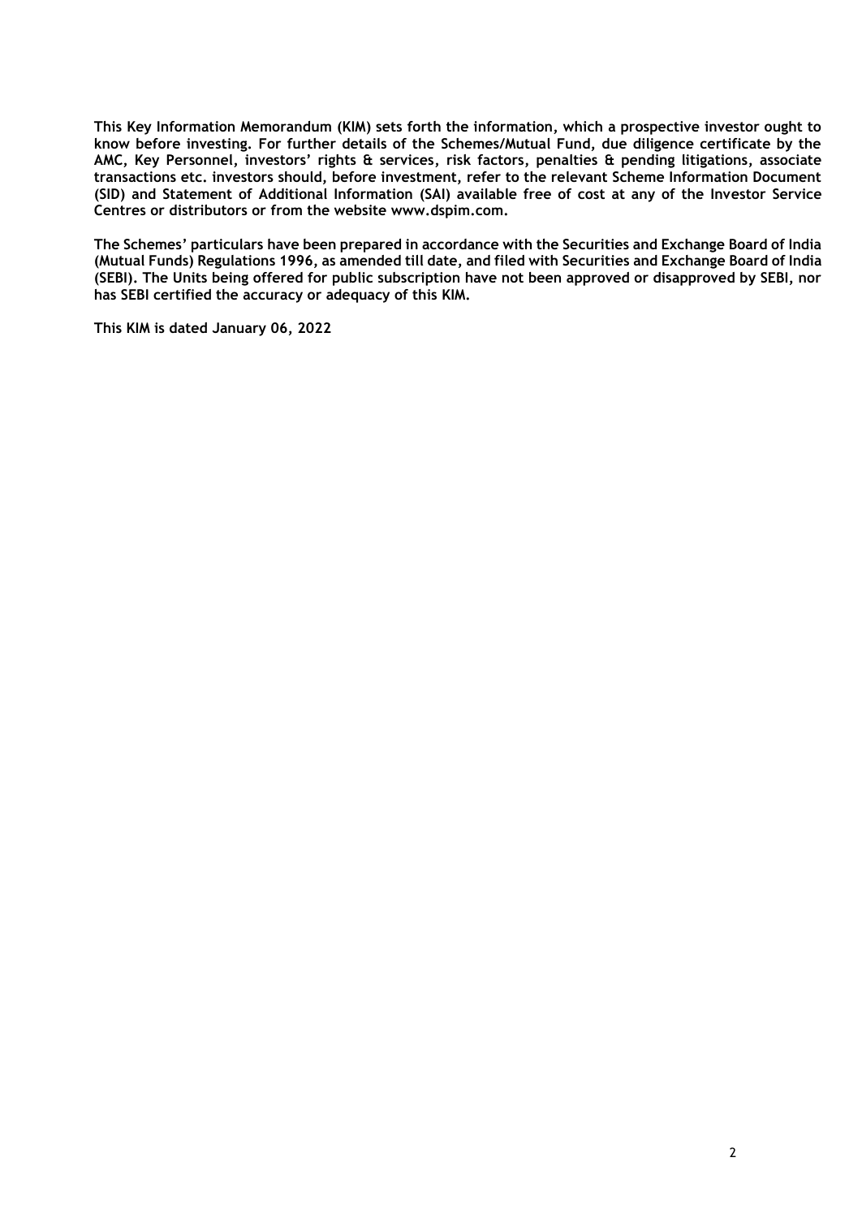**This Key Information Memorandum (KIM) sets forth the information, which a prospective investor ought to know before investing. For further details of the Schemes/Mutual Fund, due diligence certificate by the AMC, Key Personnel, investors' rights & services, risk factors, penalties & pending litigations, associate transactions etc. investors should, before investment, refer to the relevant Scheme Information Document (SID) and Statement of Additional Information (SAI) available free of cost at any of the Investor Service Centres or distributors or from the website www.dspim.com.**

**The Schemes' particulars have been prepared in accordance with the Securities and Exchange Board of India (Mutual Funds) Regulations 1996, as amended till date, and filed with Securities and Exchange Board of India (SEBI). The Units being offered for public subscription have not been approved or disapproved by SEBI, nor has SEBI certified the accuracy or adequacy of this KIM.**

**This KIM is dated January 06, 2022**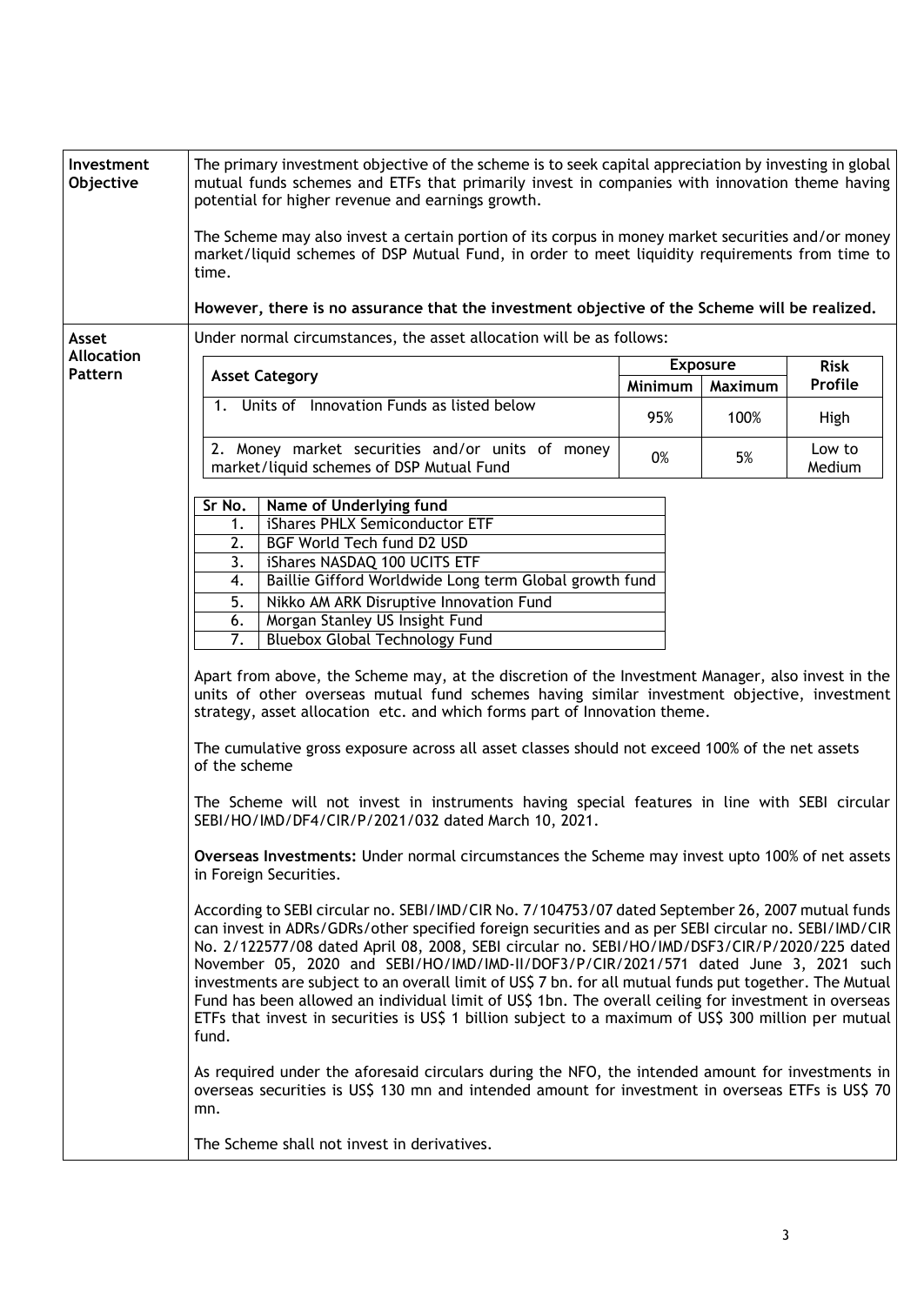| Investment Objective | The primary investment objective of the scheme is to seek capital appreciation by investing in global mutual funds schemes and ETFs that primarily invest in companies with innovation theme having potential for higher revenue and earnings growth.<br><br>The Scheme may also invest a certain portion of its corpus in money market securities and/or money market/liquid schemes of DSP Mutual Fund, in order to meet liquidity requirements from time to time.<br><br>**However, there is no assurance that the investment objective of the Scheme will be realized.** |
|---|---|
| Asset Allocation Pattern | Under normal circumstances, the asset allocation will be as follows: |

| Asset Category | Exposure | | Risk Profile |
|---|---|---|---|
| | Minimum | Maximum | |
| 1. Units of Innovation Funds as listed below | 95% | 100% | High |
| 2. Money market securities and/or units of money market/liquid schemes of DSP Mutual Fund | 0% | 5% | Low to Medium |

| Sr No. | Name of Underlying fund |
|---|---|
| 1. | iShares PHLX Semiconductor ETF |
| 2. | BGF World Tech fund D2 USD |
| 3. | iShares NASDAQ 100 UCITS ETF |
| 4. | Baillie Gifford Worldwide Long term Global growth fund |
| 5. | Nikko AM ARK Disruptive Innovation Fund |
| 6. | Morgan Stanley US Insight Fund |
| 7. | Bluebox Global Technology Fund |

Apart from above, the Scheme may, at the discretion of the Investment Manager, also invest in the units of other overseas mutual fund schemes having similar investment objective, investment strategy, asset allocation etc. and which forms part of Innovation theme.

The cumulative gross exposure across all asset classes should not exceed 100% of the net assets of the scheme

The Scheme will not invest in instruments having special features in line with SEBI circular SEBI/HO/IMD/DF4/CIR/P/2021/032 dated March 10, 2021.

**Overseas Investments:** Under normal circumstances the Scheme may invest upto 100% of net assets in Foreign Securities.

According to SEBI circular no. SEBI/IMD/CIR No. 7/104753/07 dated September 26, 2007 mutual funds can invest in ADRs/GDRs/other specified foreign securities and as per SEBI circular no. SEBI/IMD/CIR No. 2/122577/08 dated April 08, 2008, SEBI circular no. SEBI/HO/IMD/DSF3/CIR/P/2020/225 dated November 05, 2020 and SEBI/HO/IMD/IMD-II/DOF3/P/CIR/2021/571 dated June 3, 2021 such investments are subject to an overall limit of US$ 7 bn. for all mutual funds put together. The Mutual Fund has been allowed an individual limit of US$ 1bn. The overall ceiling for investment in overseas ETFs that invest in securities is US$ 1 billion subject to a maximum of US$ 300 million per mutual fund.

As required under the aforesaid circulars during the NFO, the intended amount for investments in overseas securities is US$ 130 mn and intended amount for investment in overseas ETFs is US$ 70 mn.

The Scheme shall not invest in derivatives.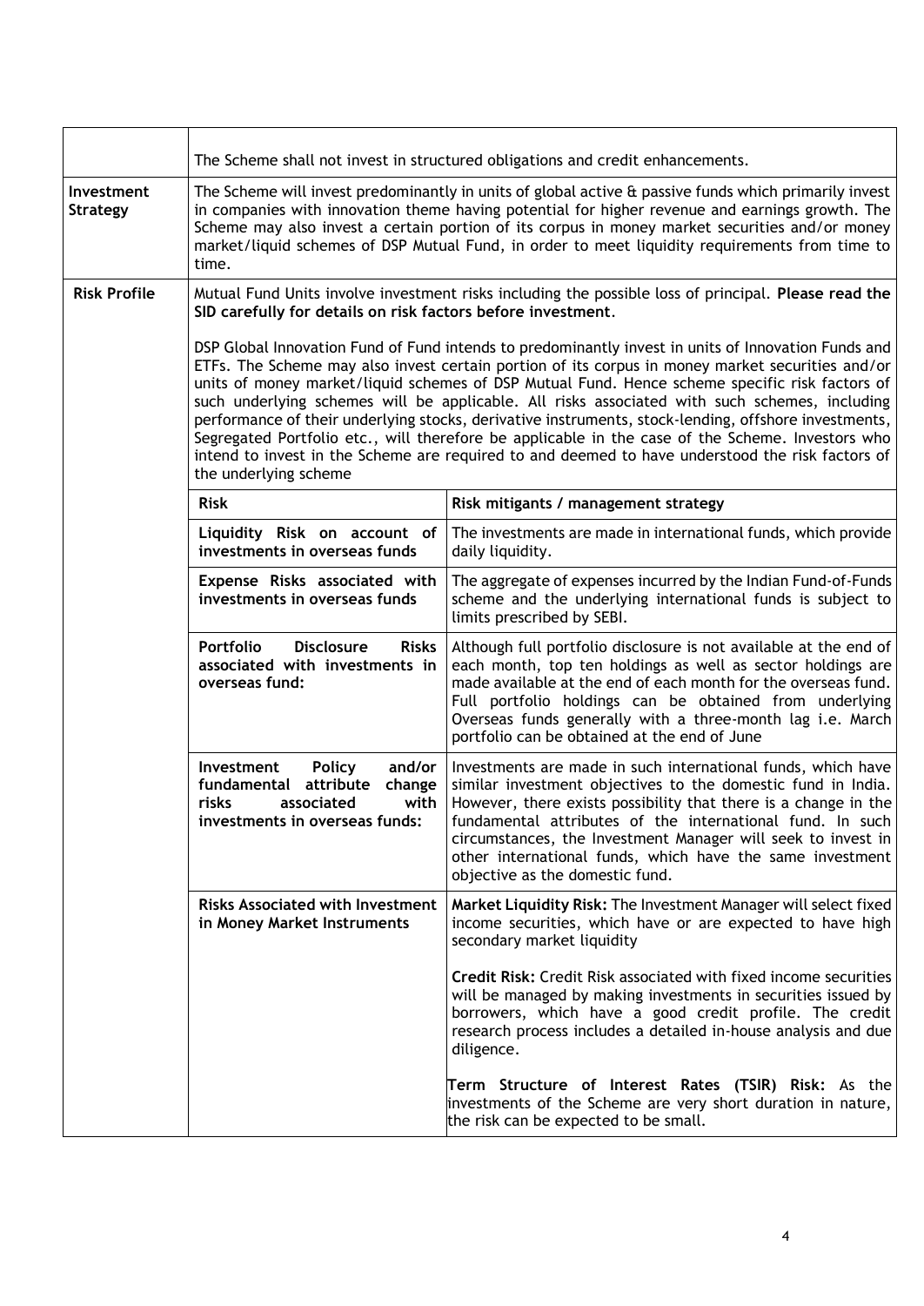|  |  |  |
|---|---|---|
|  | The Scheme shall not invest in structured obligations and credit enhancements. |  |
| **Investment Strategy** | The Scheme will invest predominantly in units of global active & passive funds which primarily invest in companies with innovation theme having potential for higher revenue and earnings growth. The Scheme may also invest a certain portion of its corpus in money market securities and/or money market/liquid schemes of DSP Mutual Fund, in order to meet liquidity requirements from time to time. |  |
| **Risk Profile** | Mutual Fund Units involve investment risks including the possible loss of principal. **Please read the SID carefully for details on risk factors before investment**.<br><br>DSP Global Innovation Fund of Fund intends to predominantly invest in units of Innovation Funds and ETFs. The Scheme may also invest certain portion of its corpus in money market securities and/or units of money market/liquid schemes of DSP Mutual Fund. Hence scheme specific risk factors of such underlying schemes will be applicable. All risks associated with such schemes, including performance of their underlying stocks, derivative instruments, stock-lending, offshore investments, Segregated Portfolio etc., will therefore be applicable in the case of the Scheme. Investors who intend to invest in the Scheme are required to and deemed to have understood the risk factors of the underlying scheme |  |
|  | **Risk** | **Risk mitigants / management strategy** |
|  | **Liquidity Risk on account of investments in overseas funds** | The investments are made in international funds, which provide daily liquidity. |
|  | **Expense Risks associated with investments in overseas funds** | The aggregate of expenses incurred by the Indian Fund-of-Funds scheme and the underlying international funds is subject to limits prescribed by SEBI. |
|  | **Portfolio Disclosure Risks associated with investments in overseas fund:** | Although full portfolio disclosure is not available at the end of each month, top ten holdings as well as sector holdings are made available at the end of each month for the overseas fund. Full portfolio holdings can be obtained from underlying Overseas funds generally with a three-month lag i.e. March portfolio can be obtained at the end of June |
|  | **Investment Policy and/or fundamental attribute change risks associated with investments in overseas funds:** | Investments are made in such international funds, which have similar investment objectives to the domestic fund in India. However, there exists possibility that there is a change in the fundamental attributes of the international fund. In such circumstances, the Investment Manager will seek to invest in other international funds, which have the same investment objective as the domestic fund. |
|  | **Risks Associated with Investment in Money Market Instruments** | **Market Liquidity Risk:** The Investment Manager will select fixed income securities, which have or are expected to have high secondary market liquidity<br><br>**Credit Risk:** Credit Risk associated with fixed income securities will be managed by making investments in securities issued by borrowers, which have a good credit profile. The credit research process includes a detailed in-house analysis and due diligence.<br><br>**Term Structure of Interest Rates (TSIR) Risk:** As the investments of the Scheme are very short duration in nature, the risk can be expected to be small. |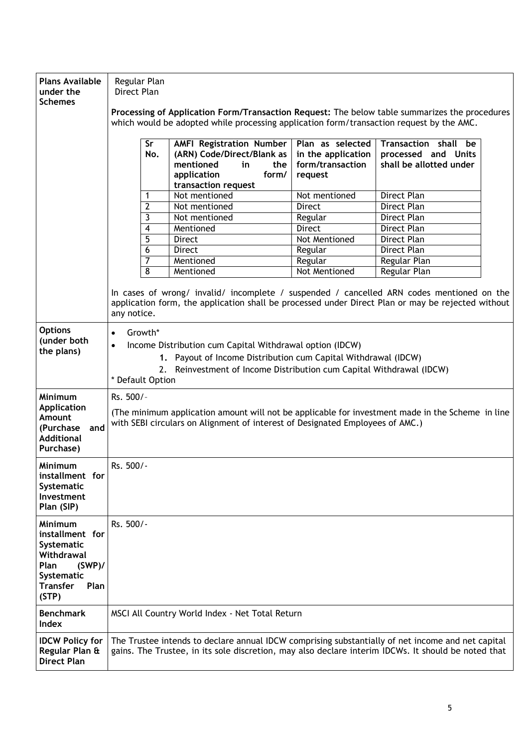| | |
|---|---|
| **Plans Available under the Schemes** | Regular Plan<br>Direct Plan<br><br>**Processing of Application Form/Transaction Request:** The below table summarizes the procedures which would be adopted while processing application form/transaction request by the AMC.<br><br>[see table below]<br><br>In cases of wrong/ invalid/ incomplete / suspended / cancelled ARN codes mentioned on the application form, the application shall be processed under Direct Plan or may be rejected without any notice. |
| **Options (under both the plans)** | • Growth*<br>• Income Distribution cum Capital Withdrawal option (IDCW)<br>1. Payout of Income Distribution cum Capital Withdrawal (IDCW)<br>2. Reinvestment of Income Distribution cum Capital Withdrawal (IDCW)<br>* Default Option |
| **Minimum Application Amount (Purchase and Additional Purchase)** | Rs. 500/-<br><br>(The minimum application amount will not be applicable for investment made in the Scheme in line with SEBI circulars on Alignment of interest of Designated Employees of AMC.) |
| **Minimum installment for Systematic Investment Plan (SIP)** | Rs. 500/- |
| **Minimum installment for Systematic Withdrawal Plan (SWP)/ Systematic Transfer Plan (STP)** | Rs. 500/- |
| **Benchmark Index** | MSCI All Country World Index - Net Total Return |
| **IDCW Policy for Regular Plan & Direct Plan** | The Trustee intends to declare annual IDCW comprising substantially of net income and net capital gains. The Trustee, in its sole discretion, may also declare interim IDCWs. It should be noted that |

| Sr No. | AMFI Registration Number (ARN) Code/Direct/Blank as mentioned in the application form/ transaction request | Plan as selected in the application form/transaction request | Transaction shall be processed and Units shall be allotted under |
|---|---|---|---|
| 1 | Not mentioned | Not mentioned | Direct Plan |
| 2 | Not mentioned | Direct | Direct Plan |
| 3 | Not mentioned | Regular | Direct Plan |
| 4 | Mentioned | Direct | Direct Plan |
| 5 | Direct | Not Mentioned | Direct Plan |
| 6 | Direct | Regular | Direct Plan |
| 7 | Mentioned | Regular | Regular Plan |
| 8 | Mentioned | Not Mentioned | Regular Plan |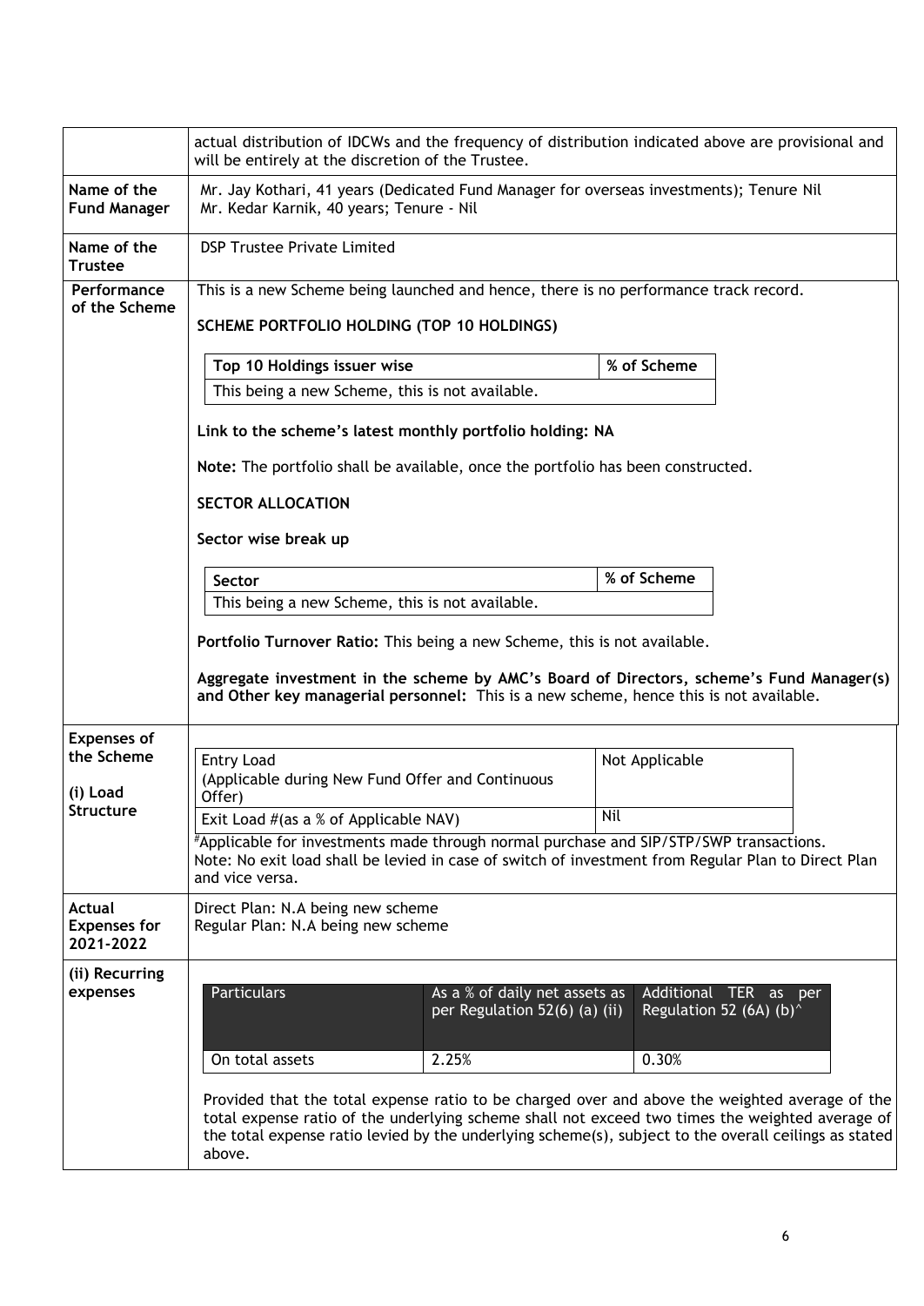| | |
|---|---|
| | actual distribution of IDCWs and the frequency of distribution indicated above are provisional and will be entirely at the discretion of the Trustee. |
| **Name of the Fund Manager** | Mr. Jay Kothari, 41 years (Dedicated Fund Manager for overseas investments); Tenure Nil<br>Mr. Kedar Karnik, 40 years; Tenure - Nil |
| **Name of the Trustee** | DSP Trustee Private Limited |
| **Performance of the Scheme** | This is a new Scheme being launched and hence, there is no performance track record.<br><br>**SCHEME PORTFOLIO HOLDING (TOP 10 HOLDINGS)**<br><br>**Top 10 Holdings issuer wise** / **% of Scheme**<br>This being a new Scheme, this is not available.<br><br>**Link to the scheme's latest monthly portfolio holding: NA**<br><br>**Note:** The portfolio shall be available, once the portfolio has been constructed.<br><br>**SECTOR ALLOCATION**<br><br>**Sector wise break up**<br><br>**Sector** / **% of Scheme**<br>This being a new Scheme, this is not available.<br><br>**Portfolio Turnover Ratio:** This being a new Scheme, this is not available.<br><br>**Aggregate investment in the scheme by AMC's Board of Directors, scheme's Fund Manager(s) and Other key managerial personnel:** This is a new scheme, hence this is not available. |
| **Expenses of the Scheme**<br><br>**(i) Load Structure** | Entry Load (Applicable during New Fund Offer and Continuous Offer): Not Applicable<br>Exit Load #(as a % of Applicable NAV): Nil<br><br>#Applicable for investments made through normal purchase and SIP/STP/SWP transactions.<br>Note: No exit load shall be levied in case of switch of investment from Regular Plan to Direct Plan and vice versa. |
| **Actual Expenses for 2021-2022** | Direct Plan: N.A being new scheme<br>Regular Plan: N.A being new scheme |
| **(ii) Recurring expenses** | Particulars: On total assets<br>As a % of daily net assets as per Regulation 52(6) (a) (ii): 2.25%<br>Additional TER as per Regulation 52 (6A) (b)^: 0.30%<br><br>Provided that the total expense ratio to be charged over and above the weighted average of the total expense ratio of the underlying scheme shall not exceed two times the weighted average of the total expense ratio levied by the underlying scheme(s), subject to the overall ceilings as stated above. |

| Top 10 Holdings issuer wise | % of Scheme |
|---|---|
| This being a new Scheme, this is not available. | |

| Sector | % of Scheme |
|---|---|
| This being a new Scheme, this is not available. | |

| | |
|---|---|
| Entry Load<br>(Applicable during New Fund Offer and Continuous Offer) | Not Applicable |
| Exit Load #(as a % of Applicable NAV) | Nil |

| Particulars | As a % of daily net assets as per Regulation 52(6) (a) (ii) | Additional TER as per Regulation 52 (6A) (b)^ |
|---|---|---|
| On total assets | 2.25% | 0.30% |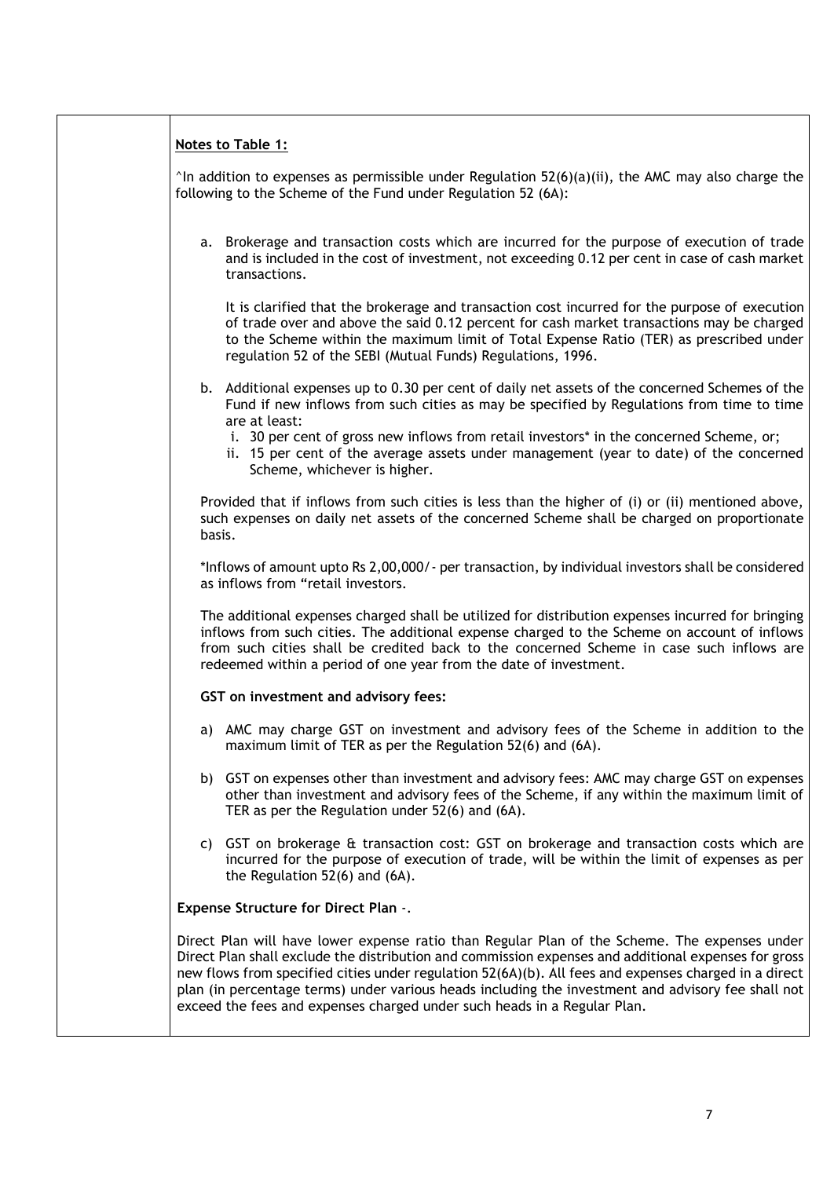**Notes to Table 1:**

^In addition to expenses as permissible under Regulation 52(6)(a)(ii), the AMC may also charge the following to the Scheme of the Fund under Regulation 52 (6A):

a. Brokerage and transaction costs which are incurred for the purpose of execution of trade and is included in the cost of investment, not exceeding 0.12 per cent in case of cash market transactions.

   It is clarified that the brokerage and transaction cost incurred for the purpose of execution of trade over and above the said 0.12 percent for cash market transactions may be charged to the Scheme within the maximum limit of Total Expense Ratio (TER) as prescribed under regulation 52 of the SEBI (Mutual Funds) Regulations, 1996.

b. Additional expenses up to 0.30 per cent of daily net assets of the concerned Schemes of the Fund if new inflows from such cities as may be specified by Regulations from time to time are at least:
   i. 30 per cent of gross new inflows from retail investors* in the concerned Scheme, or;
   ii. 15 per cent of the average assets under management (year to date) of the concerned Scheme, whichever is higher.

Provided that if inflows from such cities is less than the higher of (i) or (ii) mentioned above, such expenses on daily net assets of the concerned Scheme shall be charged on proportionate basis.

*Inflows of amount upto Rs 2,00,000/- per transaction, by individual investors shall be considered as inflows from "retail investors.

The additional expenses charged shall be utilized for distribution expenses incurred for bringing inflows from such cities. The additional expense charged to the Scheme on account of inflows from such cities shall be credited back to the concerned Scheme in case such inflows are redeemed within a period of one year from the date of investment.

**GST on investment and advisory fees:**

a) AMC may charge GST on investment and advisory fees of the Scheme in addition to the maximum limit of TER as per the Regulation 52(6) and (6A).

b) GST on expenses other than investment and advisory fees: AMC may charge GST on expenses other than investment and advisory fees of the Scheme, if any within the maximum limit of TER as per the Regulation under 52(6) and (6A).

c) GST on brokerage & transaction cost: GST on brokerage and transaction costs which are incurred for the purpose of execution of trade, will be within the limit of expenses as per the Regulation 52(6) and (6A).

**Expense Structure for Direct Plan** -.

Direct Plan will have lower expense ratio than Regular Plan of the Scheme. The expenses under Direct Plan shall exclude the distribution and commission expenses and additional expenses for gross new flows from specified cities under regulation 52(6A)(b). All fees and expenses charged in a direct plan (in percentage terms) under various heads including the investment and advisory fee shall not exceed the fees and expenses charged under such heads in a Regular Plan.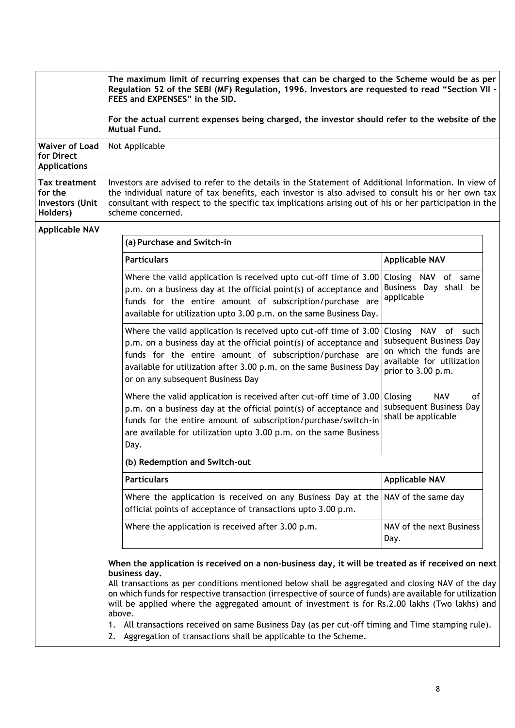| | |
|---|---|
| | **The maximum limit of recurring expenses that can be charged to the Scheme would be as per Regulation 52 of the SEBI (MF) Regulation, 1996. Investors are requested to read "Section VII - FEES and EXPENSES" in the SID.**<br><br>**For the actual current expenses being charged, the investor should refer to the website of the Mutual Fund.** |
| **Waiver of Load for Direct Applications** | Not Applicable |
| **Tax treatment for the Investors (Unit Holders)** | Investors are advised to refer to the details in the Statement of Additional Information. In view of the individual nature of tax benefits, each investor is also advised to consult his or her own tax consultant with respect to the specific tax implications arising out of his or her participation in the scheme concerned. |
| **Applicable NAV** | See below |

**(a) Purchase and Switch-in**

| Particulars | Applicable NAV |
|---|---|
| Where the valid application is received upto cut-off time of 3.00 p.m. on a business day at the official point(s) of acceptance and funds for the entire amount of subscription/purchase are available for utilization upto 3.00 p.m. on the same Business Day. | Closing NAV of same Business Day shall be applicable |
| Where the valid application is received upto cut-off time of 3.00 p.m. on a business day at the official point(s) of acceptance and funds for the entire amount of subscription/purchase are available for utilization after 3.00 p.m. on the same Business Day or on any subsequent Business Day | Closing NAV of such subsequent Business Day on which the funds are available for utilization prior to 3.00 p.m. |
| Where the valid application is received after cut-off time of 3.00 p.m. on a business day at the official point(s) of acceptance and funds for the entire amount of subscription/purchase/switch-in are available for utilization upto 3.00 p.m. on the same Business Day. | Closing NAV of subsequent Business Day shall be applicable |

**(b) Redemption and Switch-out**

| Particulars | Applicable NAV |
|---|---|
| Where the application is received on any Business Day at the official points of acceptance of transactions upto 3.00 p.m. | NAV of the same day |
| Where the application is received after 3.00 p.m. | NAV of the next Business Day. |

**When the application is received on a non-business day, it will be treated as if received on next business day.**

All transactions as per conditions mentioned below shall be aggregated and closing NAV of the day on which funds for respective transaction (irrespective of source of funds) are available for utilization will be applied where the aggregated amount of investment is for Rs.2.00 lakhs (Two lakhs) and above.

1. All transactions received on same Business Day (as per cut-off timing and Time stamping rule).
2. Aggregation of transactions shall be applicable to the Scheme.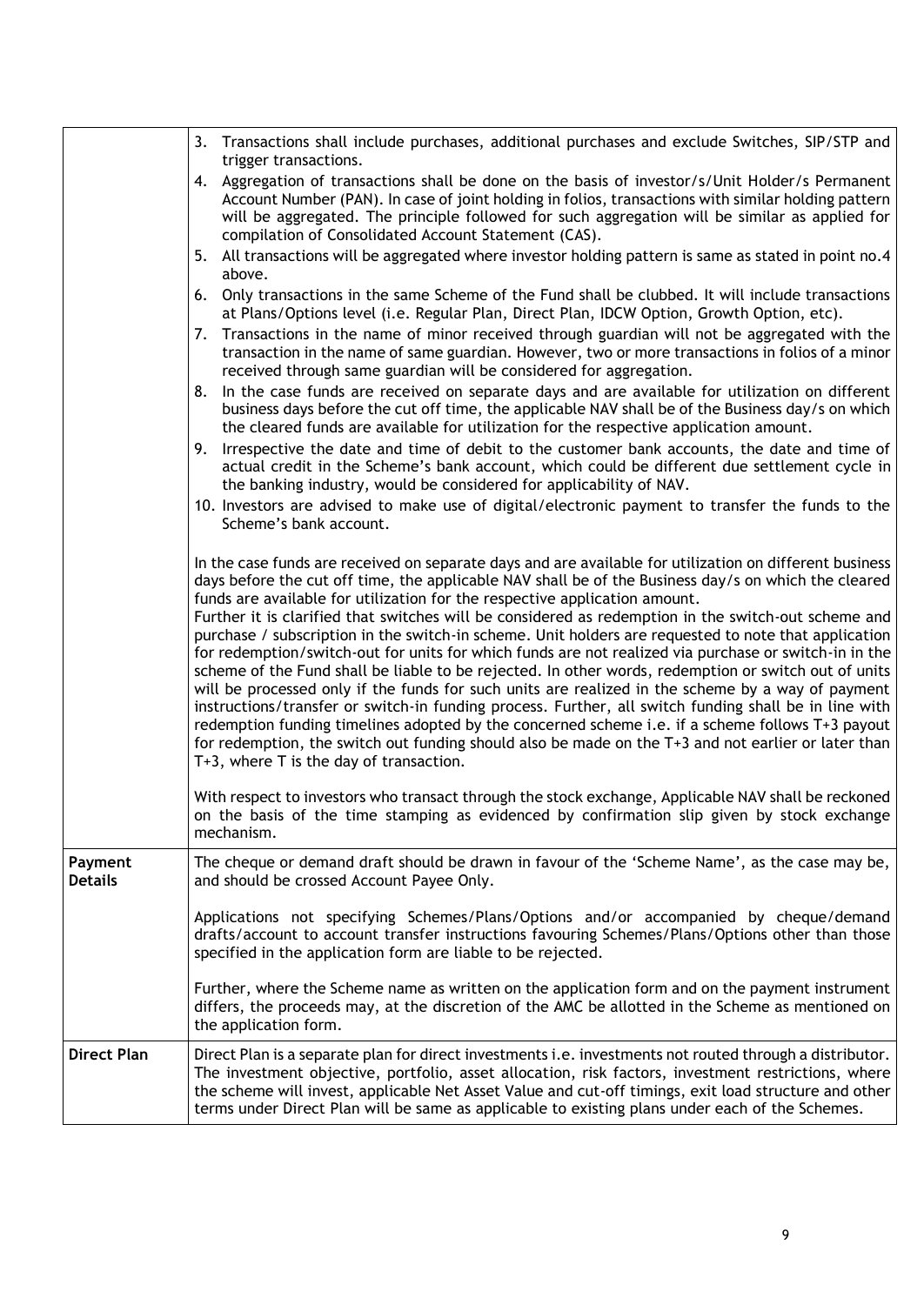| | |
|---|---|
| | 3. Transactions shall include purchases, additional purchases and exclude Switches, SIP/STP and trigger transactions.<br>4. Aggregation of transactions shall be done on the basis of investor/s/Unit Holder/s Permanent Account Number (PAN). In case of joint holding in folios, transactions with similar holding pattern will be aggregated. The principle followed for such aggregation will be similar as applied for compilation of Consolidated Account Statement (CAS).<br>5. All transactions will be aggregated where investor holding pattern is same as stated in point no.4 above.<br>6. Only transactions in the same Scheme of the Fund shall be clubbed. It will include transactions at Plans/Options level (i.e. Regular Plan, Direct Plan, IDCW Option, Growth Option, etc).<br>7. Transactions in the name of minor received through guardian will not be aggregated with the transaction in the name of same guardian. However, two or more transactions in folios of a minor received through same guardian will be considered for aggregation.<br>8. In the case funds are received on separate days and are available for utilization on different business days before the cut off time, the applicable NAV shall be of the Business day/s on which the cleared funds are available for utilization for the respective application amount.<br>9. Irrespective the date and time of debit to the customer bank accounts, the date and time of actual credit in the Scheme's bank account, which could be different due settlement cycle in the banking industry, would be considered for applicability of NAV.<br>10. Investors are advised to make use of digital/electronic payment to transfer the funds to the Scheme's bank account.<br><br>In the case funds are received on separate days and are available for utilization on different business days before the cut off time, the applicable NAV shall be of the Business day/s on which the cleared funds are available for utilization for the respective application amount.<br>Further it is clarified that switches will be considered as redemption in the switch-out scheme and purchase / subscription in the switch-in scheme. Unit holders are requested to note that application for redemption/switch-out for units for which funds are not realized via purchase or switch-in in the scheme of the Fund shall be liable to be rejected. In other words, redemption or switch out of units will be processed only if the funds for such units are realized in the scheme by a way of payment instructions/transfer or switch-in funding process. Further, all switch funding shall be in line with redemption funding timelines adopted by the concerned scheme i.e. if a scheme follows T+3 payout for redemption, the switch out funding should also be made on the T+3 and not earlier or later than T+3, where T is the day of transaction.<br><br>With respect to investors who transact through the stock exchange, Applicable NAV shall be reckoned on the basis of the time stamping as evidenced by confirmation slip given by stock exchange mechanism. |
| **Payment Details** | The cheque or demand draft should be drawn in favour of the 'Scheme Name', as the case may be, and should be crossed Account Payee Only.<br><br>Applications not specifying Schemes/Plans/Options and/or accompanied by cheque/demand drafts/account to account transfer instructions favouring Schemes/Plans/Options other than those specified in the application form are liable to be rejected.<br><br>Further, where the Scheme name as written on the application form and on the payment instrument differs, the proceeds may, at the discretion of the AMC be allotted in the Scheme as mentioned on the application form. |
| **Direct Plan** | Direct Plan is a separate plan for direct investments i.e. investments not routed through a distributor. The investment objective, portfolio, asset allocation, risk factors, investment restrictions, where the scheme will invest, applicable Net Asset Value and cut-off timings, exit load structure and other terms under Direct Plan will be same as applicable to existing plans under each of the Schemes. |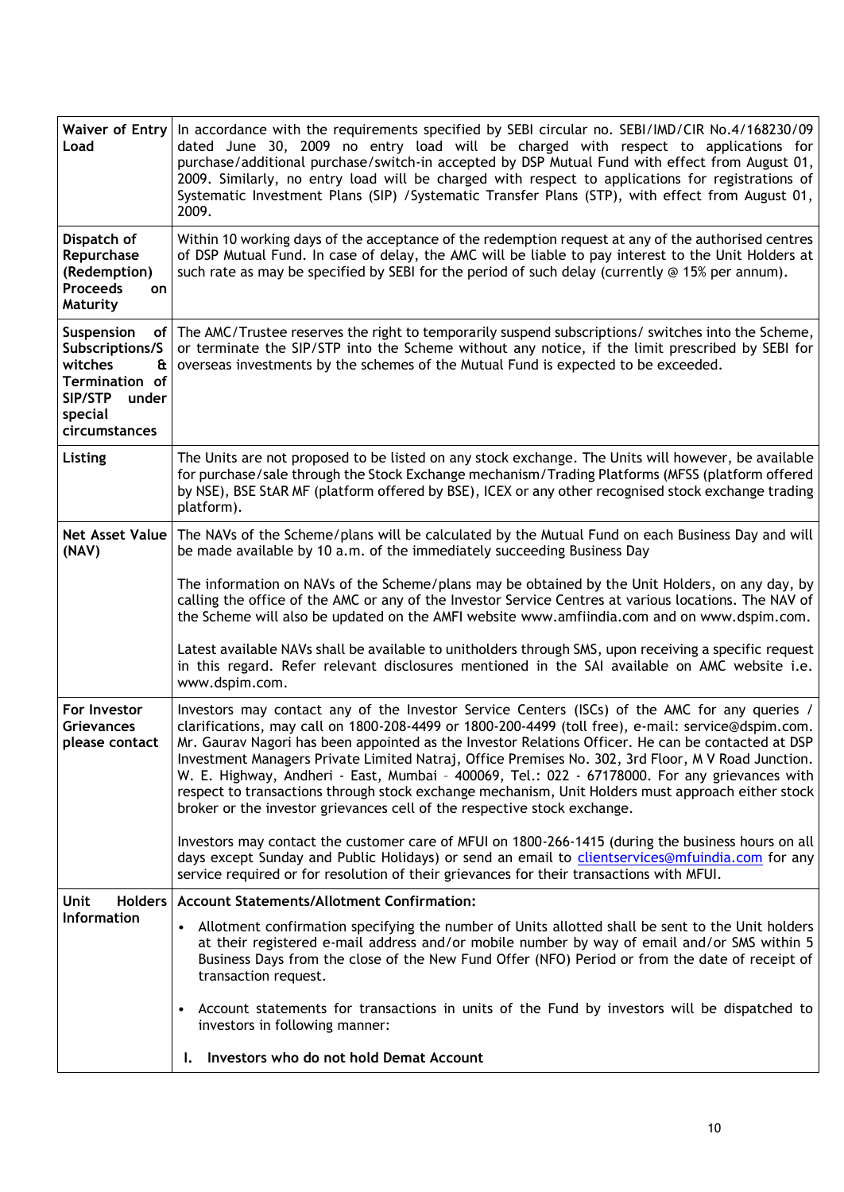| | |
|---|---|
| **Waiver of Entry Load** | In accordance with the requirements specified by SEBI circular no. SEBI/IMD/CIR No.4/168230/09 dated June 30, 2009 no entry load will be charged with respect to applications for purchase/additional purchase/switch-in accepted by DSP Mutual Fund with effect from August 01, 2009. Similarly, no entry load will be charged with respect to applications for registrations of Systematic Investment Plans (SIP) /Systematic Transfer Plans (STP), with effect from August 01, 2009. |
| **Dispatch of Repurchase (Redemption) Proceeds on Maturity** | Within 10 working days of the acceptance of the redemption request at any of the authorised centres of DSP Mutual Fund. In case of delay, the AMC will be liable to pay interest to the Unit Holders at such rate as may be specified by SEBI for the period of such delay (currently @ 15% per annum). |
| **Suspension of Subscriptions/Switches & Termination of SIP/STP under special circumstances** | The AMC/Trustee reserves the right to temporarily suspend subscriptions/ switches into the Scheme, or terminate the SIP/STP into the Scheme without any notice, if the limit prescribed by SEBI for overseas investments by the schemes of the Mutual Fund is expected to be exceeded. |
| **Listing** | The Units are not proposed to be listed on any stock exchange. The Units will however, be available for purchase/sale through the Stock Exchange mechanism/Trading Platforms (MFSS (platform offered by NSE), BSE StAR MF (platform offered by BSE), ICEX or any other recognised stock exchange trading platform). |
| **Net Asset Value (NAV)** | The NAVs of the Scheme/plans will be calculated by the Mutual Fund on each Business Day and will be made available by 10 a.m. of the immediately succeeding Business Day<br><br>The information on NAVs of the Scheme/plans may be obtained by the Unit Holders, on any day, by calling the office of the AMC or any of the Investor Service Centres at various locations. The NAV of the Scheme will also be updated on the AMFI website www.amfiindia.com and on www.dspim.com.<br><br>Latest available NAVs shall be available to unitholders through SMS, upon receiving a specific request in this regard. Refer relevant disclosures mentioned in the SAI available on AMC website i.e. www.dspim.com. |
| **For Investor Grievances please contact** | Investors may contact any of the Investor Service Centers (ISCs) of the AMC for any queries / clarifications, may call on 1800-208-4499 or 1800-200-4499 (toll free), e-mail: service@dspim.com. Mr. Gaurav Nagori has been appointed as the Investor Relations Officer. He can be contacted at DSP Investment Managers Private Limited Natraj, Office Premises No. 302, 3rd Floor, M V Road Junction. W. E. Highway, Andheri - East, Mumbai – 400069, Tel.: 022 - 67178000. For any grievances with respect to transactions through stock exchange mechanism, Unit Holders must approach either stock broker or the investor grievances cell of the respective stock exchange.<br><br>Investors may contact the customer care of MFUI on 1800-266-1415 (during the business hours on all days except Sunday and Public Holidays) or send an email to clientservices@mfuindia.com for any service required or for resolution of their grievances for their transactions with MFUI. |
| **Unit Holders Information** | **Account Statements/Allotment Confirmation:**<br><br>• Allotment confirmation specifying the number of Units allotted shall be sent to the Unit holders at their registered e-mail address and/or mobile number by way of email and/or SMS within 5 Business Days from the close of the New Fund Offer (NFO) Period or from the date of receipt of transaction request.<br><br>• Account statements for transactions in units of the Fund by investors will be dispatched to investors in following manner:<br><br>**I. Investors who do not hold Demat Account** |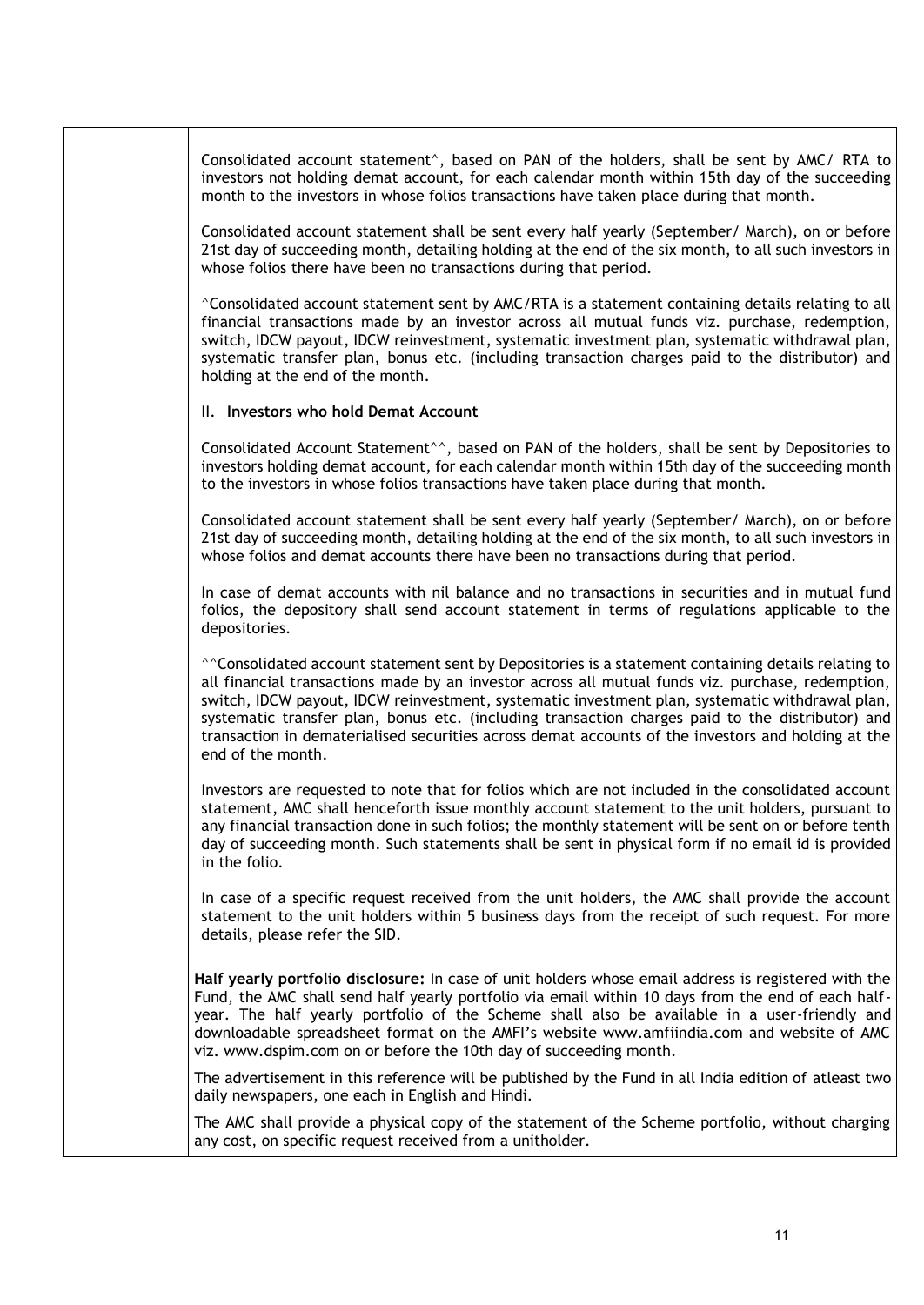| | |
|---|---|
| | Consolidated account statement^, based on PAN of the holders, shall be sent by AMC/ RTA to investors not holding demat account, for each calendar month within 15th day of the succeeding month to the investors in whose folios transactions have taken place during that month.<br><br>Consolidated account statement shall be sent every half yearly (September/ March), on or before 21st day of succeeding month, detailing holding at the end of the six month, to all such investors in whose folios there have been no transactions during that period.<br><br>^Consolidated account statement sent by AMC/RTA is a statement containing details relating to all financial transactions made by an investor across all mutual funds viz. purchase, redemption, switch, IDCW payout, IDCW reinvestment, systematic investment plan, systematic withdrawal plan, systematic transfer plan, bonus etc. (including transaction charges paid to the distributor) and holding at the end of the month.<br><br>II. **Investors who hold Demat Account**<br><br>Consolidated Account Statement^^, based on PAN of the holders, shall be sent by Depositories to investors holding demat account, for each calendar month within 15th day of the succeeding month to the investors in whose folios transactions have taken place during that month.<br><br>Consolidated account statement shall be sent every half yearly (September/ March), on or before 21st day of succeeding month, detailing holding at the end of the six month, to all such investors in whose folios and demat accounts there have been no transactions during that period.<br><br>In case of demat accounts with nil balance and no transactions in securities and in mutual fund folios, the depository shall send account statement in terms of regulations applicable to the depositories.<br><br>^^Consolidated account statement sent by Depositories is a statement containing details relating to all financial transactions made by an investor across all mutual funds viz. purchase, redemption, switch, IDCW payout, IDCW reinvestment, systematic investment plan, systematic withdrawal plan, systematic transfer plan, bonus etc. (including transaction charges paid to the distributor) and transaction in dematerialised securities across demat accounts of the investors and holding at the end of the month.<br><br>Investors are requested to note that for folios which are not included in the consolidated account statement, AMC shall henceforth issue monthly account statement to the unit holders, pursuant to any financial transaction done in such folios; the monthly statement will be sent on or before tenth day of succeeding month. Such statements shall be sent in physical form if no email id is provided in the folio.<br><br>In case of a specific request received from the unit holders, the AMC shall provide the account statement to the unit holders within 5 business days from the receipt of such request. For more details, please refer the SID.<br><br>**Half yearly portfolio disclosure:** In case of unit holders whose email address is registered with the Fund, the AMC shall send half yearly portfolio via email within 10 days from the end of each half-year. The half yearly portfolio of the Scheme shall also be available in a user-friendly and downloadable spreadsheet format on the AMFI's website www.amfiindia.com and website of AMC viz. www.dspim.com on or before the 10th day of succeeding month.<br><br>The advertisement in this reference will be published by the Fund in all India edition of atleast two daily newspapers, one each in English and Hindi.<br><br>The AMC shall provide a physical copy of the statement of the Scheme portfolio, without charging any cost, on specific request received from a unitholder. |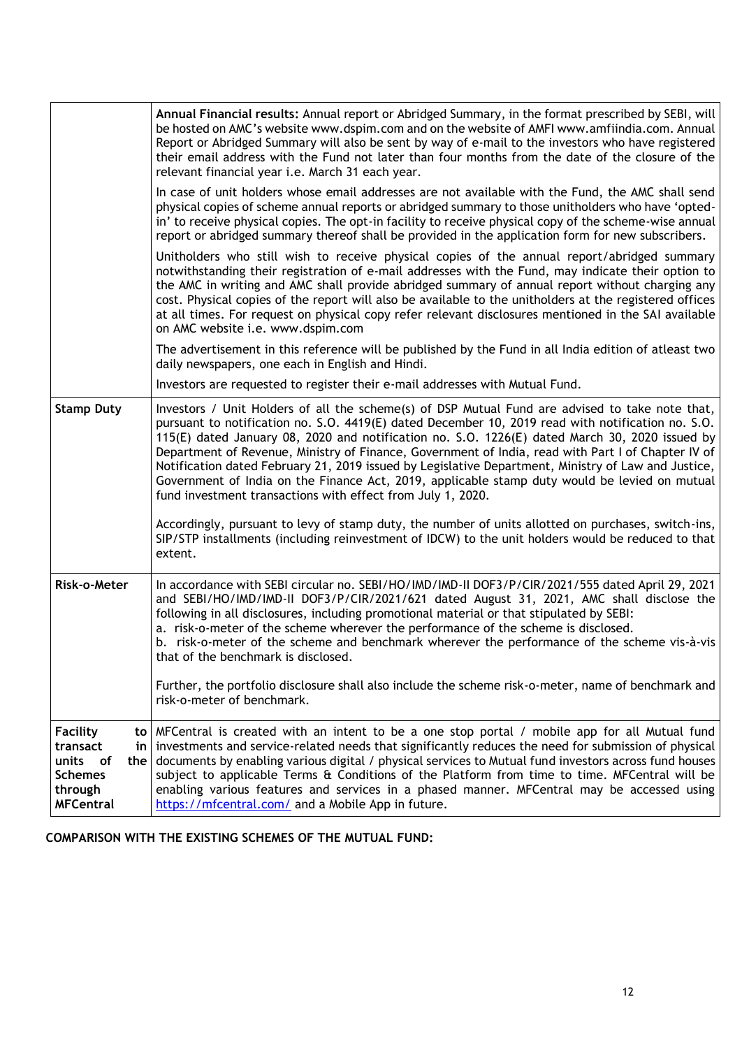| | |
|---|---|
| | **Annual Financial results:** Annual report or Abridged Summary, in the format prescribed by SEBI, will be hosted on AMC's website www.dspim.com and on the website of AMFI www.amfiindia.com. Annual Report or Abridged Summary will also be sent by way of e-mail to the investors who have registered their email address with the Fund not later than four months from the date of the closure of the relevant financial year i.e. March 31 each year.<br><br>In case of unit holders whose email addresses are not available with the Fund, the AMC shall send physical copies of scheme annual reports or abridged summary to those unitholders who have 'opted-in' to receive physical copies. The opt-in facility to receive physical copy of the scheme-wise annual report or abridged summary thereof shall be provided in the application form for new subscribers.<br><br>Unitholders who still wish to receive physical copies of the annual report/abridged summary notwithstanding their registration of e-mail addresses with the Fund, may indicate their option to the AMC in writing and AMC shall provide abridged summary of annual report without charging any cost. Physical copies of the report will also be available to the unitholders at the registered offices at all times. For request on physical copy refer relevant disclosures mentioned in the SAI available on AMC website i.e. www.dspim.com<br><br>The advertisement in this reference will be published by the Fund in all India edition of atleast two daily newspapers, one each in English and Hindi.<br><br>Investors are requested to register their e-mail addresses with Mutual Fund. |
| **Stamp Duty** | Investors / Unit Holders of all the scheme(s) of DSP Mutual Fund are advised to take note that, pursuant to notification no. S.O. 4419(E) dated December 10, 2019 read with notification no. S.O. 115(E) dated January 08, 2020 and notification no. S.O. 1226(E) dated March 30, 2020 issued by Department of Revenue, Ministry of Finance, Government of India, read with Part I of Chapter IV of Notification dated February 21, 2019 issued by Legislative Department, Ministry of Law and Justice, Government of India on the Finance Act, 2019, applicable stamp duty would be levied on mutual fund investment transactions with effect from July 1, 2020.<br><br>Accordingly, pursuant to levy of stamp duty, the number of units allotted on purchases, switch-ins, SIP/STP installments (including reinvestment of IDCW) to the unit holders would be reduced to that extent. |
| **Risk-o-Meter** | In accordance with SEBI circular no. SEBI/HO/IMD/IMD-II DOF3/P/CIR/2021/555 dated April 29, 2021 and SEBI/HO/IMD/IMD-II DOF3/P/CIR/2021/621 dated August 31, 2021, AMC shall disclose the following in all disclosures, including promotional material or that stipulated by SEBI:<br>a. risk-o-meter of the scheme wherever the performance of the scheme is disclosed.<br>b. risk-o-meter of the scheme and benchmark wherever the performance of the scheme vis-à-vis that of the benchmark is disclosed.<br><br>Further, the portfolio disclosure shall also include the scheme risk-o-meter, name of benchmark and risk-o-meter of benchmark. |
| **Facility to transact in units of the Schemes through MFCentral** | MFCentral is created with an intent to be a one stop portal / mobile app for all Mutual fund investments and service-related needs that significantly reduces the need for submission of physical documents by enabling various digital / physical services to Mutual fund investors across fund houses subject to applicable Terms & Conditions of the Platform from time to time. MFCentral will be enabling various features and services in a phased manner. MFCentral may be accessed using https://mfcentral.com/ and a Mobile App in future. |

**COMPARISON WITH THE EXISTING SCHEMES OF THE MUTUAL FUND:**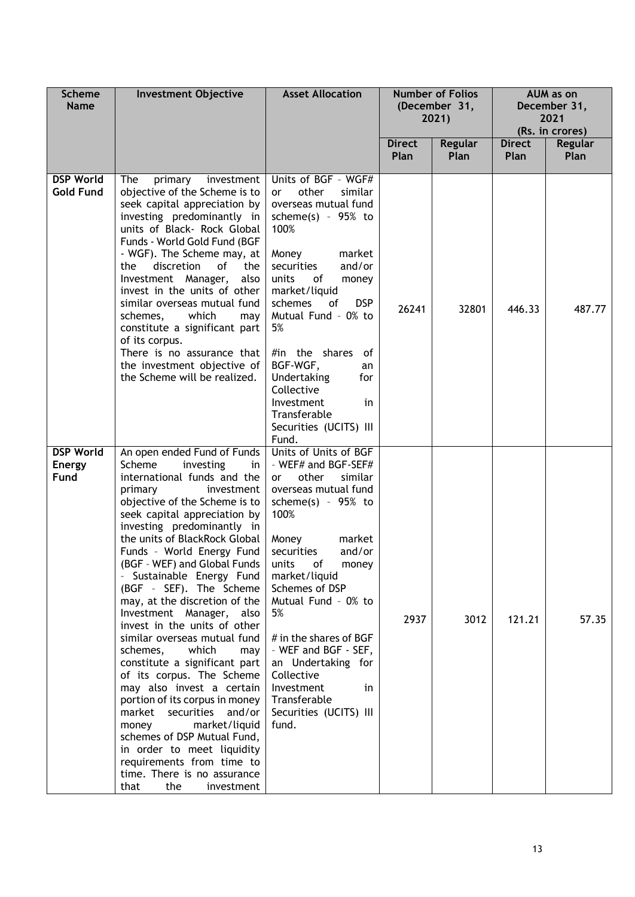| Scheme Name | Investment Objective | Asset Allocation | Number of Folios (December 31, 2021) | | AUM as on December 31, 2021 (Rs. in crores) | |
|---|---|---|---|---|---|---|
| | | | Direct Plan | Regular Plan | Direct Plan | Regular Plan |
| **DSP World Gold Fund** | The primary investment objective of the Scheme is to seek capital appreciation by investing predominantly in units of Black- Rock Global Funds - World Gold Fund (BGF - WGF). The Scheme may, at the discretion of the Investment Manager, also invest in the units of other similar overseas mutual fund schemes, which may constitute a significant part of its corpus.<br>There is no assurance that the investment objective of the Scheme will be realized. | Units of BGF - WGF# or other similar overseas mutual fund scheme(s) - 95% to 100%<br><br>Money market securities and/or units of money market/liquid schemes of DSP Mutual Fund - 0% to 5%<br><br>#in the shares of BGF-WGF, an Undertaking for Collective Investment in Transferable Securities (UCITS) III Fund. | 26241 | 32801 | 446.33 | 487.77 |
| **DSP World Energy Fund** | An open ended Fund of Funds Scheme investing in international funds and the primary investment objective of the Scheme is to seek capital appreciation by investing predominantly in the units of BlackRock Global Funds - World Energy Fund (BGF - WEF) and Global Funds - Sustainable Energy Fund (BGF - SEF). The Scheme may, at the discretion of the Investment Manager, also invest in the units of other similar overseas mutual fund schemes, which may constitute a significant part of its corpus. The Scheme may also invest a certain portion of its corpus in money market securities and/or money market/liquid schemes of DSP Mutual Fund, in order to meet liquidity requirements from time to time. There is no assurance that the investment | Units of Units of BGF - WEF# and BGF-SEF# or other similar overseas mutual fund scheme(s) - 95% to 100%<br><br>Money market securities and/or units of money market/liquid Schemes of DSP Mutual Fund - 0% to 5%<br><br># in the shares of BGF - WEF and BGF - SEF, an Undertaking for Collective Investment in Transferable Securities (UCITS) III fund. | 2937 | 3012 | 121.21 | 57.35 |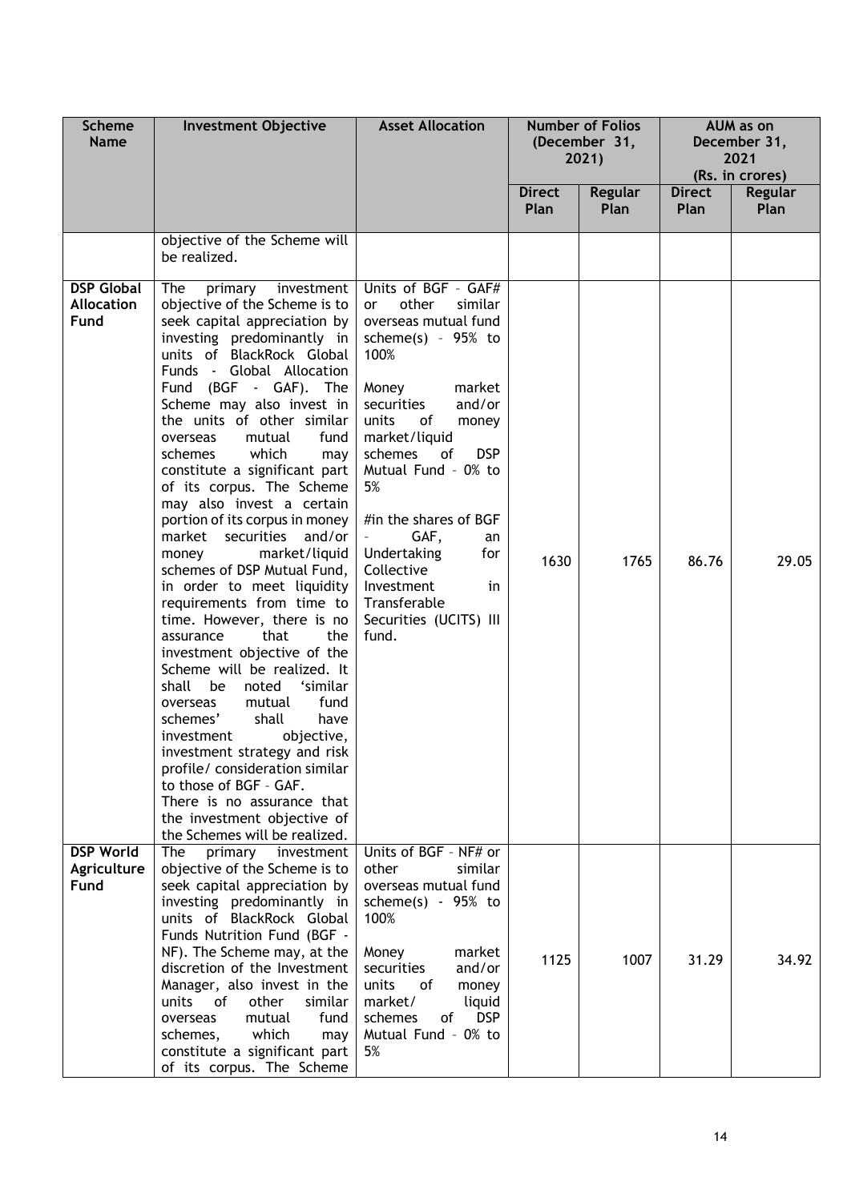| Scheme Name | Investment Objective | Asset Allocation | Number of Folios (December 31, 2021) | | AUM as on December 31, 2021 (Rs. in crores) | |
|---|---|---|---|---|---|---|
| | | | Direct Plan | Regular Plan | Direct Plan | Regular Plan |
| | objective of the Scheme will be realized. | | | | | |
| **DSP Global Allocation Fund** | The primary investment objective of the Scheme is to seek capital appreciation by investing predominantly in units of BlackRock Global Funds - Global Allocation Fund (BGF - GAF). The Scheme may also invest in the units of other similar overseas mutual fund schemes which may constitute a significant part of its corpus. The Scheme may also invest a certain portion of its corpus in money market securities and/or money market/liquid schemes of DSP Mutual Fund, in order to meet liquidity requirements from time to time. However, there is no assurance that the investment objective of the Scheme will be realized. It shall be noted 'similar overseas mutual fund schemes' shall have investment objective, investment strategy and risk profile/ consideration similar to those of BGF - GAF. There is no assurance that the investment objective of the Schemes will be realized. | Units of BGF - GAF# or other similar overseas mutual fund scheme(s) - 95% to 100%<br><br>Money market securities and/or units of money market/liquid schemes of DSP Mutual Fund - 0% to 5%<br><br>#in the shares of BGF - GAF, an Undertaking for Collective Investment in Transferable Securities (UCITS) III fund. | 1630 | 1765 | 86.76 | 29.05 |
| **DSP World Agriculture Fund** | The primary investment objective of the Scheme is to seek capital appreciation by investing predominantly in units of BlackRock Global Funds Nutrition Fund (BGF - NF). The Scheme may, at the discretion of the Investment Manager, also invest in the units of other similar overseas mutual fund schemes, which may constitute a significant part of its corpus. The Scheme | Units of BGF - NF# or other similar overseas mutual fund scheme(s) - 95% to 100%<br><br>Money market securities and/or units of money market/ liquid schemes of DSP Mutual Fund - 0% to 5% | 1125 | 1007 | 31.29 | 34.92 |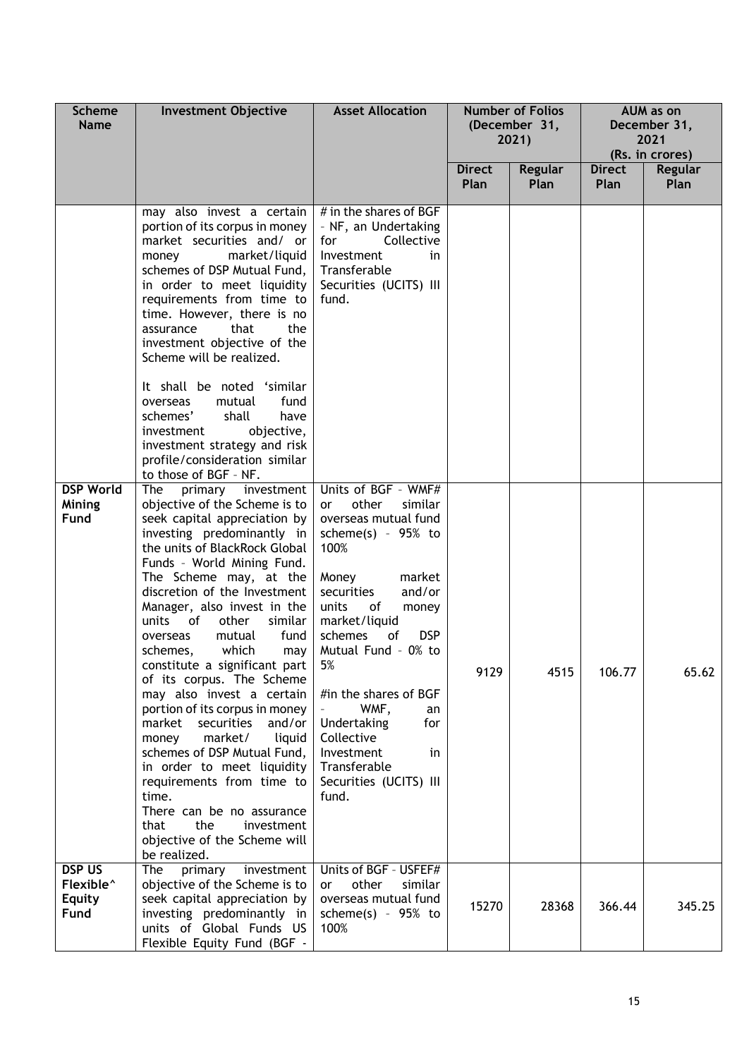| Scheme Name | Investment Objective | Asset Allocation | Number of Folios (December 31, 2021) | | AUM as on December 31, 2021 (Rs. in crores) | |
|---|---|---|---|---|---|---|
| | | | Direct Plan | Regular Plan | Direct Plan | Regular Plan |
| | may also invest a certain portion of its corpus in money market securities and/ or money market/liquid schemes of DSP Mutual Fund, in order to meet liquidity requirements from time to time. However, there is no assurance that the investment objective of the Scheme will be realized.<br><br>It shall be noted 'similar overseas mutual fund schemes' shall have investment objective, investment strategy and risk profile/consideration similar to those of BGF - NF. | # in the shares of BGF - NF, an Undertaking for Collective Investment in Transferable Securities (UCITS) III fund. | | | | |
| **DSP World Mining Fund** | The primary investment objective of the Scheme is to seek capital appreciation by investing predominantly in the units of BlackRock Global Funds - World Mining Fund. The Scheme may, at the discretion of the Investment Manager, also invest in the units of other similar overseas mutual fund schemes, which may constitute a significant part of its corpus. The Scheme may also invest a certain portion of its corpus in money market securities and/or money market/ liquid schemes of DSP Mutual Fund, in order to meet liquidity requirements from time to time.<br>There can be no assurance that the investment objective of the Scheme will be realized. | Units of BGF - WMF# or other similar overseas mutual fund scheme(s) - 95% to 100%<br><br>Money market securities and/or units of money market/liquid schemes of DSP Mutual Fund - 0% to 5%<br><br>#in the shares of BGF - WMF, an Undertaking for Collective Investment in Transferable Securities (UCITS) III fund. | 9129 | 4515 | 106.77 | 65.62 |
| **DSP US Flexible^ Equity Fund** | The primary investment objective of the Scheme is to seek capital appreciation by investing predominantly in units of Global Funds US Flexible Equity Fund (BGF - | Units of BGF - USFEF# or other similar overseas mutual fund scheme(s) - 95% to 100% | 15270 | 28368 | 366.44 | 345.25 |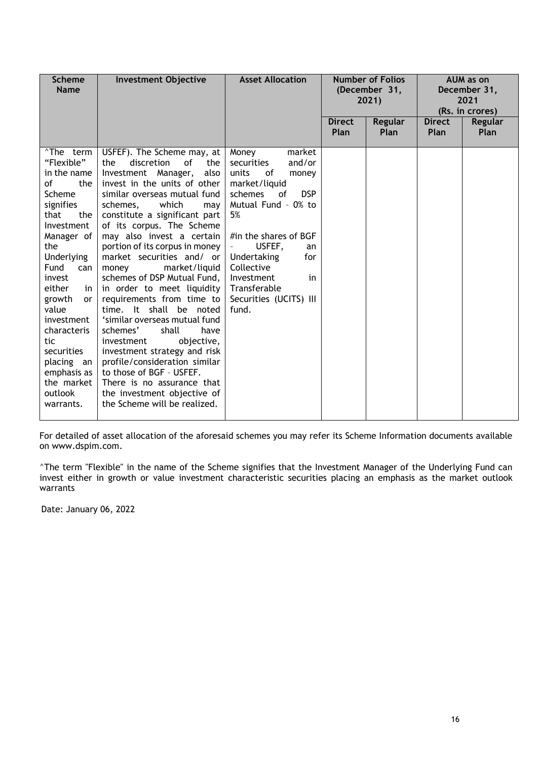| Scheme Name | Investment Objective | Asset Allocation | Number of Folios (December 31, 2021) | | AUM as on December 31, 2021 (Rs. in crores) | |
|---|---|---|---|---|---|---|
| | | | Direct Plan | Regular Plan | Direct Plan | Regular Plan |
| ^The term "Flexible" in the name of the Scheme signifies that the Investment Manager of the Underlying Fund can invest either in growth or value investment characteristic securities placing an emphasis as the market outlook warrants. | USFEF). The Scheme may, at the discretion of the Investment Manager, also invest in the units of other similar overseas mutual fund schemes, which may constitute a significant part of its corpus. The Scheme may also invest a certain portion of its corpus in money market securities and/ or money market/liquid schemes of DSP Mutual Fund, in order to meet liquidity requirements from time to time. It shall be noted 'similar overseas mutual fund schemes' shall have investment objective, investment strategy and risk profile/consideration similar to those of BGF – USFEF. There is no assurance that the investment objective of the Scheme will be realized. | Money market securities and/or units of money market/liquid schemes of DSP Mutual Fund - 0% to 5%<br><br>#in the shares of BGF - USFEF, an Undertaking for Collective Investment in Transferable Securities (UCITS) III fund. | | | | |

For detailed of asset allocation of the aforesaid schemes you may refer its Scheme Information documents available on www.dspim.com.

^The term "Flexible" in the name of the Scheme signifies that the Investment Manager of the Underlying Fund can invest either in growth or value investment characteristic securities placing an emphasis as the market outlook warrants

Date: January 06, 2022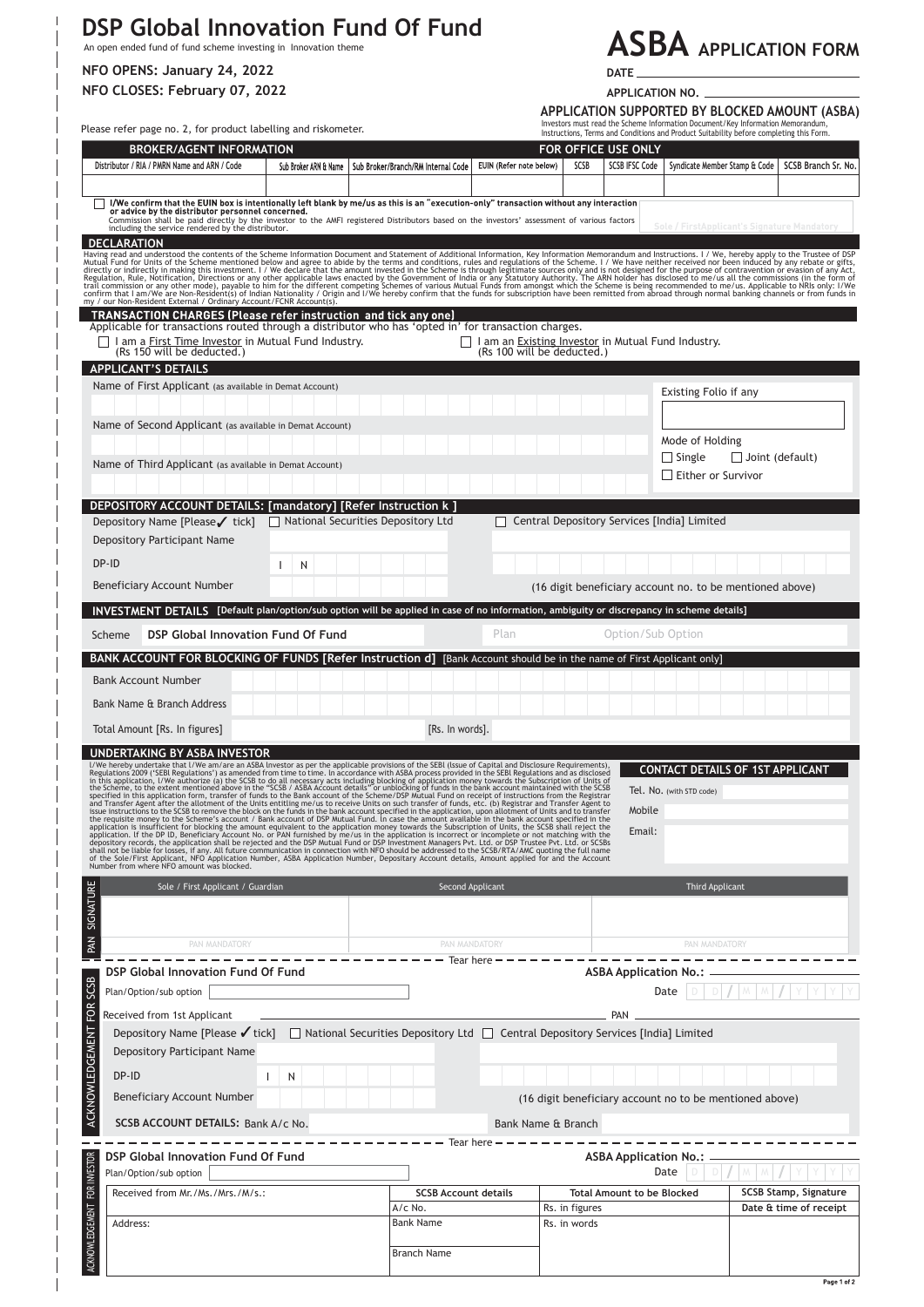# DSP Global Innovation Fund Of Fund

An open ended fund of fund scheme investing in Innovation theme

**NFO OPENS: January 24, 2022**

**NFO CLOSES: February 07, 2022**

# ASBA APPLICATION FORM

DATE

APPLICATION NO.

**APPLICATION SUPPORTED BY BLOCKED AMOUNT (ASBA)**

Investors must read the Scheme Information Document/ Key Information Memorandum, Instructions, Terms and Conditions and Product Suitability before completing this Form.

Please refer page no. 2, for product labelling and riskometer.

| BROKER/AGENT INFORMATION | | | | FOR OFFICE USE ONLY | | | |
|---|---|---|---|---|---|---|---|
| Distributor / RIA / PMRN Name and ARN / Code | Sub Broker ARN & Name | Sub Broker/Branch/RM Internal Code | EUIN (Refer note below) | SCSB | SCSB IFSC Code | Syndicate Member Stamp & Code | SCSB Branch Sr. No. |
| | | | | | | | |

☐ I/We confirm that the EUIN box is intentionally left blank by me/us as this is an "execution-only" transaction without any interaction or advice by the distributor personnel concerned.
Commission shall be paid directly by the investor to the AMFI registered Distributors based on the investors' assessment of various factors including the service rendered by the distributor.

Sole / First Applicant's Signature Mandatory

## DECLARATION

Having read and understood the contents of the Scheme Information Document and Statement of Additional Information, Key Information Memorandum and Instructions. I / We, hereby apply to the Trustee of DSP Mutual Fund for Units of the Scheme mentioned below and agree to abide by the terms and conditions, rules and regulations of the Scheme. I / We have neither received nor been induced by any rebate or gifts, directly or indirectly in making this investment. I / We declare that the amount invested in the Scheme is through legitimate sources only and is not designed for the purpose of contravention or evasion of any Act, Regulation, Rule, Notification, Directions or any other applicable laws enacted by the Government of India or any Statutory Authority. The ARN holder has disclosed to me/us all the commissions (in the form of trail commission or any other mode), payable to him for the different competing Schemes of various Mutual Funds from amongst which the Scheme is being recommended to me/us. Applicable to NRIs only: I/We confirm that I am/We are Non-Resident(s) of Indian Nationality / Origin and I/We hereby confirm that the funds for subscription have been remitted from abroad through normal banking channels or from funds in my / our Non-Resident External / Ordinary Account/FCNR Account(s).

## TRANSACTION CHARGES (Please refer instruction and tick any one)

Applicable for transactions routed through a distributor who has 'opted in' for transaction charges.

☐ I am a First Time Investor in Mutual Fund Industry. (Rs 150 will be deducted.)

☐ I am an Existing Investor in Mutual Fund Industry. (Rs 100 will be deducted.)

## APPLICANT'S DETAILS

Name of First Applicant (as available in Demat Account)

Name of Second Applicant (as available in Demat Account)

Name of Third Applicant (as available in Demat Account)

Existing Folio if any

Mode of Holding
☐ Single ☐ Joint (default)
☐ Either or Survivor

## DEPOSITORY ACCOUNT DETAILS: [mandatory] [Refer Instruction k ]

Depository Name [Please ✓ tick] ☐ National Securities Depository Ltd ☐ Central Depository Services [India] Limited

Depository Participant Name

DP-ID I N

Beneficiary Account Number (16 digit beneficiary account no. to be mentioned above)

## INVESTMENT DETAILS [Default plan/option/sub option will be applied in case of no information, ambiguity or discrepancy in scheme details]

Scheme **DSP Global Innovation Fund Of Fund** Plan Option/Sub Option

## BANK ACCOUNT FOR BLOCKING OF FUNDS [Refer Instruction d] [Bank Account should be in the name of First Applicant only]

Bank Account Number

Bank Name & Branch Address

Total Amount [Rs. In figures] [Rs. In words].

## UNDERTAKING BY ASBA INVESTOR

I/We hereby undertake that I/We am/are an ASBA Investor as per the applicable provisions of the SEBI (Issue of Capital and Disclosure Requirements), Regulations 2009 ('SEBI Regulations') as amended from time to time. In accordance with ASBA process provided in the SEBI Regulations and as disclosed in this application, I/We authorize (a) the SCSB to do all necessary acts including blocking of application money towards the Subscription of Units of the Scheme, to the extent mentioned above in the "SCSB / ASBA Account details" or unblocking of funds in the bank account maintained with the SCSB specified in this application form, transfer of funds to the Bank account of the Scheme/DSP Mutual Fund on receipt of instructions from the Registrar and Transfer Agent after the allotment of the Units entitling me/us to receive Units on such transfer of funds, etc. (b) Registrar and Transfer Agent to issue instructions to the SCSB to remove the block on the funds in the bank account specified in the application, upon allotment of Units and to transfer the requisite money to the Scheme's account / Bank account of DSP Mutual Fund. In case the amount available in the bank account specified in the application is insufficient for blocking the amount equivalent to the application money towards the Subscription of Units, the SCSB shall reject the application. If the DP ID, Beneficiary Account No. or PAN furnished by me/us in the application is incorrect or incomplete or not matching with the depository records, the application shall be rejected and the DSP Mutual Fund or DSP Investment Managers Pvt. Ltd. or DSP Trustee Pvt. Ltd. or SCSBs shall not be liable for losses, if any. All future communication in connection with NFO should be addressed to the SCSB/RTA/AMC quoting the full name of the Sole/First Applicant, NFO Application Number, ASBA Application Number, Depositary Account details, Amount applied for and the Account Number from where NFO amount was blocked.

**CONTACT DETAILS OF 1ST APPLICANT**

Tel. No. (with STD code)

Mobile

Email:

| SIGNATURE | Sole / First Applicant / Guardian | Second Applicant | Third Applicant |
|---|---|---|---|
| | | | |
| PAN | PAN MANDATORY | PAN MANDATORY | PAN MANDATORY |

Tear here

## ACKNOWLEDGEMENT FOR SCSB

**DSP Global Innovation Fund Of Fund** **ASBA Application No.:**

Plan/Option/sub option Date D D / M M / Y Y Y Y

Received from 1st Applicant PAN

Depository Name [Please ✓ tick] ☐ National Securities Depository Ltd ☐ Central Depository Services [India] Limited

Depository Participant Name

DP-ID I N

Beneficiary Account Number (16 digit beneficiary account no to be mentioned above)

**SCSB ACCOUNT DETAILS:** Bank A/c No. Bank Name & Branch

Tear here

## ACKNOWLEDGEMENT FOR INVESTOR

**DSP Global Innovation Fund Of Fund** **ASBA Application No.:**

Plan/Option/sub option Date D D / M M / Y Y Y Y

| Received from Mr./Ms./Mrs./M/s.: | SCSB Account details | Total Amount to be Blocked | SCSB Stamp, Signature Date & time of receipt |
|---|---|---|---|
| | A/c No. | Rs. in figures | |
| Address: | Bank Name | Rs. in words | |
| | Branch Name | | |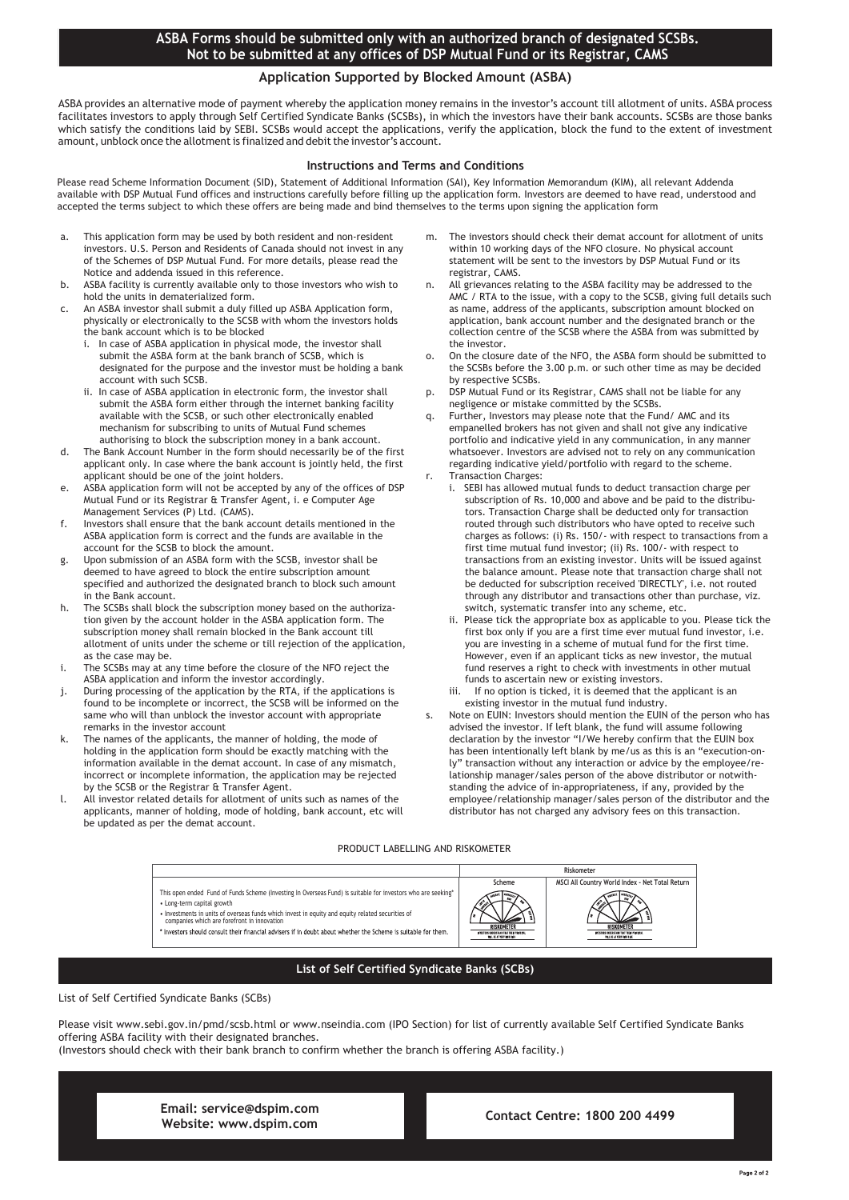## ASBA Forms should be submitted only with an authorized branch of designated SCSBs. Not to be submitted at any offices of DSP Mutual Fund or its Registrar, CAMS

## Application Supported by Blocked Amount (ASBA)

ASBA provides an alternative mode of payment whereby the application money remains in the investor's account till allotment of units. ASBA process facilitates investors to apply through Self Certified Syndicate Banks (SCSBs), in which the investors have their bank accounts. SCSBs are those banks which satisfy the conditions laid by SEBI. SCSBs would accept the applications, verify the application, block the fund to the extent of investment amount, unblock once the allotment is finalized and debit the investor's account.

### Instructions and Terms and Conditions

Please read Scheme Information Document (SID), Statement of Additional Information (SAI), Key Information Memorandum (KIM), all relevant Addenda available with DSP Mutual Fund offices and instructions carefully before filling up the application form. Investors are deemed to have read, understood and accepted the terms subject to which these offers are being made and bind themselves to the terms upon signing the application form

a. This application form may be used by both resident and non-resident investors. U.S. Person and Residents of Canada should not invest in any of the Schemes of DSP Mutual Fund. For more details, please read the Notice and addenda issued in this reference.
b. ASBA facility is currently available only to those investors who wish to hold the units in dematerialized form.
c. An ASBA investor shall submit a duly filled up ASBA Application form, physically or electronically to the SCSB with whom the investors holds the bank account which is to be blocked
   i. In case of ASBA application in physical mode, the investor shall submit the ASBA form at the bank branch of SCSB, which is designated for the purpose and the investor must be holding a bank account with such SCSB.
   ii. In case of ASBA application in electronic form, the investor shall submit the ASBA form either through the internet banking facility available with the SCSB, or such other electronically enabled mechanism for subscribing to units of Mutual Fund schemes authorising to block the subscription money in a bank account.
d. The Bank Account Number in the form should necessarily be of the first applicant only. In case where the bank account is jointly held, the first applicant should be one of the joint holders.
e. ASBA application form will not be accepted by any of the offices of DSP Mutual Fund or its Registrar & Transfer Agent, i. e Computer Age Management Services (P) Ltd. (CAMS).
f. Investors shall ensure that the bank account details mentioned in the ASBA application form is correct and the funds are available in the account for the SCSB to block the amount.
g. Upon submission of an ASBA form with the SCSB, investor shall be deemed to have agreed to block the entire subscription amount specified and authorized the designated branch to block such amount in the Bank account.
h. The SCSBs shall block the subscription money based on the authorization given by the account holder in the ASBA application form. The subscription money shall remain blocked in the Bank account till allotment of units under the scheme or till rejection of the application, as the case may be.
i. The SCSBs may at any time before the closure of the NFO reject the ASBA application and inform the investor accordingly.
j. During processing of the application by the RTA, if the applications is found to be incomplete or incorrect, the SCSB will be informed on the same who will than unblock the investor account with appropriate remarks in the investor account
k. The names of the applicants, the manner of holding, the mode of holding in the application form should be exactly matching with the information available in the demat account. In case of any mismatch, incorrect or incomplete information, the application may be rejected by the SCSB or the Registrar & Transfer Agent.
l. All investor related details for allotment of units such as names of the applicants, manner of holding, mode of holding, bank account, etc will be updated as per the demat account.
m. The investors should check their demat account for allotment of units within 10 working days of the NFO closure. No physical account statement will be sent to the investors by DSP Mutual Fund or its registrar, CAMS.
n. All grievances relating to the ASBA facility may be addressed to the AMC / RTA to the issue, with a copy to the SCSB, giving full details such as name, address of the applicants, subscription amount blocked on application, bank account number and the designated branch or the collection centre of the SCSB where the ASBA from was submitted by the investor.
o. On the closure date of the NFO, the ASBA form should be submitted to the SCSBs before the 3.00 p.m. or such other time as may be decided by respective SCSBs.
p. DSP Mutual Fund or its Registrar, CAMS shall not be liable for any negligence or mistake committed by the SCSBs.
q. Further, Investors may please note that the Fund/ AMC and its empanelled brokers has not given and shall not give any indicative portfolio and indicative yield in any communication, in any manner whatsoever. Investors are advised not to rely on any communication regarding indicative yield/portfolio with regard to the scheme.
r. Transaction Charges:
   i. SEBI has allowed mutual funds to deduct transaction charge per subscription of Rs. 10,000 and above and be paid to the distributors. Transaction Charge shall be deducted only for transaction routed through such distributors who have opted to receive such charges as follows: (i) Rs. 150/- with respect to transactions from a first time mutual fund investor; (ii) Rs. 100/- with respect to transactions from an existing investor. Units will be issued against the balance amount. Please note that transaction charge shall not be deducted for subscription received 'DIRECTLY', i.e. not routed through any distributor and transactions other than purchase, viz. switch, systematic transfer into any scheme, etc.
   ii. Please tick the appropriate box as applicable to you. Please tick the first box only if you are a first time ever mutual fund investor, i.e. you are investing in a scheme of mutual fund for the first time. However, even if an applicant ticks as new investor, the mutual fund reserves a right to check with investments in other mutual funds to ascertain new or existing investors.
   iii. If no option is ticked, it is deemed that the applicant is an existing investor in the mutual fund industry.
s. Note on EUIN: Investors should mention the EUIN of the person who has advised the investor. If left blank, the fund will assume following declaration by the investor "I/We hereby confirm that the EUIN box has been intentionally left blank by me/us as this is an "execution-only" transaction without any interaction or advice by the employee/relationship manager/sales person of the above distributor or notwithstanding the advice of in-appropriateness, if any, provided by the employee/relationship manager/sales person of the distributor and the distributor has not charged any advisory fees on this transaction.

PRODUCT LABELLING AND RISKOMETER

| | Riskometer | |
|---|---|---|
| | Scheme | MSCI All Country World Index - Net Total Return |
| This open ended Fund of Funds Scheme (Investing In Overseas Fund) is suitable for investors who are seeking*<br>• Long-term capital growth<br>• Investments in units of overseas funds which invest in equity and equity related securities of companies which are forefront in innovation<br>* Investors should consult their financial advisers if in doubt about whether the Scheme is suitable for them. | RISKOMETER | RISKOMETER |

## List of Self Certified Syndicate Banks (SCBs)

List of Self Certified Syndicate Banks (SCBs)

Please visit www.sebi.gov.in/pmd/scsb.html or www.nseindia.com (IPO Section) for list of currently available Self Certified Syndicate Banks offering ASBA facility with their designated branches.
(Investors should check with their bank branch to confirm whether the branch is offering ASBA facility.)

**Email: service@dspim.com**
**Website: www.dspim.com**

**Contact Centre: 1800 200 4499**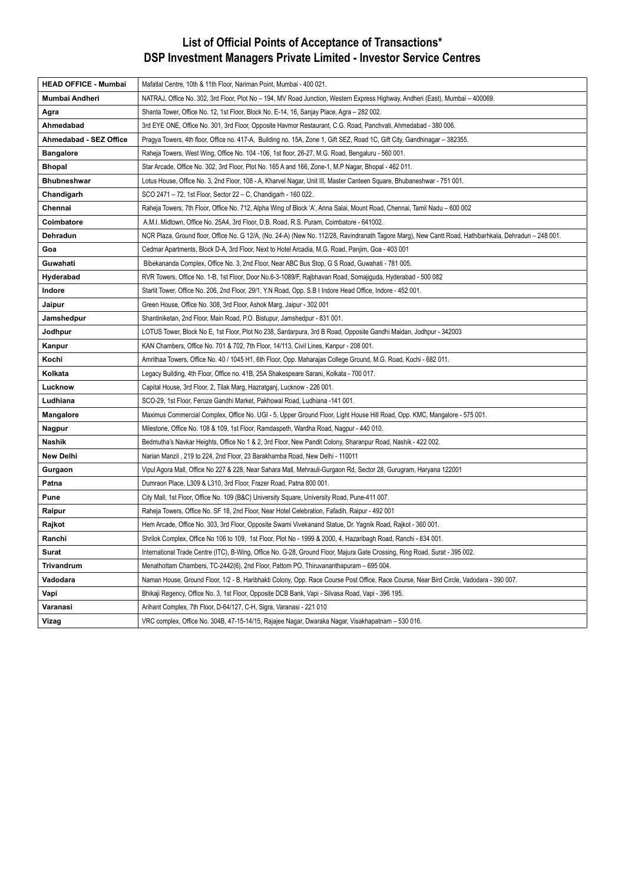# List of Official Points of Acceptance of Transactions*

## DSP Investment Managers Private Limited - Investor Service Centres

| | |
|---|---|
| **HEAD OFFICE - Mumbai** | Mafatlal Centre, 10th & 11th Floor, Nariman Point, Mumbai - 400 021. |
| **Mumbai Andheri** | NATRAJ, Office No. 302, 3rd Floor, Plot No – 194, MV Road Junction, Western Express Highway, Andheri (East), Mumbai – 400069. |
| **Agra** | Shanta Tower, Office No. 12, 1st Floor, Block No. E-14, 16, Sanjay Place, Agra – 282 002. |
| **Ahmedabad** | 3rd EYE ONE, Office No. 301, 3rd Floor, Opposite Havmor Restaurant, C.G. Road, Panchvati, Ahmedabad - 380 006. |
| **Ahmedabad - SEZ Office** | Pragya Towers, 4th floor, Office no. 417-A, Building no. 15A, Zone 1, Gift SEZ, Road 1C, Gift City, Gandhinagar – 382355. |
| **Bangalore** | Raheja Towers, West Wing, Office No. 104 -106, 1st floor, 26-27, M.G. Road, Bengaluru - 560 001. |
| **Bhopal** | Star Arcade, Office No. 302, 3rd Floor, Plot No. 165 A and 166, Zone-1, M.P Nagar, Bhopal - 462 011. |
| **Bhubneshwar** | Lotus House, Office No. 3, 2nd Floor, 108 - A, Kharvel Nagar, Unit III, Master Canteen Square, Bhubaneshwar - 751 001. |
| **Chandigarh** | SCO 2471 – 72, 1st Floor, Sector 22 – C, Chandigarh - 160 022. |
| **Chennai** | Raheja Towers, 7th Floor, Office No. 712, Alpha Wing of Block 'A', Anna Salai, Mount Road, Chennai, Tamil Nadu – 600 002 |
| **Coimbatore** | A.M.I. Midtown, Office No. 25A4, 3rd Floor, D.B. Road, R.S. Puram, Coimbatore - 641002. |
| **Dehradun** | NCR Plaza, Ground floor, Office No. G 12/A, (No. 24-A) (New No. 112/28, Ravindranath Tagore Marg), New Cantt Road, Hathibarhkala, Dehradun – 248 001. |
| **Goa** | Cedmar Apartments, Block D-A, 3rd Floor, Next to Hotel Arcadia, M.G. Road, Panjim, Goa - 403 001 |
| **Guwahati** | Bibekananda Complex, Office No. 3, 2nd Floor, Near ABC Bus Stop, G S Road, Guwahati - 781 005. |
| **Hyderabad** | RVR Towers, Office No. 1-B, 1st Floor, Door No.6-3-1089/F, Rajbhavan Road, Somajiguda, Hyderabad - 500 082 |
| **Indore** | Starlit Tower, Office No. 206, 2nd Floor, 29/1, Y.N Road, Opp. S.B I Indore Head Office, Indore - 452 001. |
| **Jaipur** | Green House, Office No. 308, 3rd Floor, Ashok Marg, Jaipur - 302 001 |
| **Jamshedpur** | Shantiniketan, 2nd Floor, Main Road, P.O. Bistupur, Jamshedpur - 831 001. |
| **Jodhpur** | LOTUS Tower, Block No E, 1st Floor, Plot No 238, Sardarpura, 3rd B Road, Opposite Gandhi Maidan, Jodhpur - 342003 |
| **Kanpur** | KAN Chambers, Office No. 701 & 702, 7th Floor, 14/113, Civil Lines, Kanpur - 208 001. |
| **Kochi** | Amrithaa Towers, Office No. 40 / 1045 H1, 6th Floor, Opp. Maharajas College Ground, M.G. Road, Kochi - 682 011. |
| **Kolkata** | Legacy Building, 4th Floor, Office no. 41B, 25A Shakespeare Sarani, Kolkata - 700 017. |
| **Lucknow** | Capital House, 3rd Floor, 2, Tilak Marg, Hazratganj, Lucknow - 226 001. |
| **Ludhiana** | SCO-29, 1st Floor, Feroze Gandhi Market, Pakhowal Road, Ludhiana -141 001. |
| **Mangalore** | Maximus Commercial Complex, Office No. UGI - 5, Upper Ground Floor, Light House Hill Road, Opp. KMC, Mangalore - 575 001. |
| **Nagpur** | Milestone, Office No. 108 & 109, 1st Floor, Ramdaspeth, Wardha Road, Nagpur - 440 010. |
| **Nashik** | Bedmutha's Navkar Heights, Office No 1 & 2, 3rd Floor, New Pandit Colony, Sharanpur Road, Nashik - 422 002. |
| **New Delhi** | Narian Manzil , 219 to 224, 2nd Floor, 23 Barakhamba Road, New Delhi - 110011 |
| **Gurgaon** | Vipul Agora Mall, Office No 227 & 228, Near Sahara Mall, Mehrauli-Gurgaon Rd, Sector 28, Gurugram, Haryana 122001 |
| **Patna** | Dumraon Place, L309 & L310, 3rd Floor, Frazer Road, Patna 800 001. |
| **Pune** | City Mall, 1st Floor, Office No. 109 (B&C) University Square, University Road, Pune-411 007. |
| **Raipur** | Raheja Towers, Office No. SF 18, 2nd Floor, Near Hotel Celebration, Fafadih, Raipur - 492 001 |
| **Rajkot** | Hem Arcade, Office No. 303, 3rd Floor, Opposite Swami Vivekanand Statue, Dr. Yagnik Road, Rajkot - 360 001. |
| **Ranchi** | Shrilok Complex, Office No 106 to 109, 1st Floor, Plot No - 1999 & 2000, 4, Hazaribagh Road, Ranchi - 834 001. |
| **Surat** | International Trade Centre (ITC), B-Wing, Office No. G-28, Ground Floor, Majura Gate Crossing, Ring Road, Surat - 395 002. |
| **Trivandrum** | Menathottam Chambers, TC-2442(6), 2nd Floor, Pattom PO, Thiruvananthapuram – 695 004. |
| **Vadodara** | Naman House, Ground Floor, 1/2 - B, Haribhakti Colony, Opp. Race Course Post Office, Race Course, Near Bird Circle, Vadodara - 390 007. |
| **Vapi** | Bhikaji Regency, Office No. 3, 1st Floor, Opposite DCB Bank, Vapi - Silvasa Road, Vapi - 396 195. |
| **Varanasi** | Arihant Complex, 7th Floor, D-64/127, C-H, Sigra, Varanasi - 221 010 |
| **Vizag** | VRC complex, Office No. 304B, 47-15-14/15, Rajajee Nagar, Dwaraka Nagar, Visakhapatnam – 530 016. |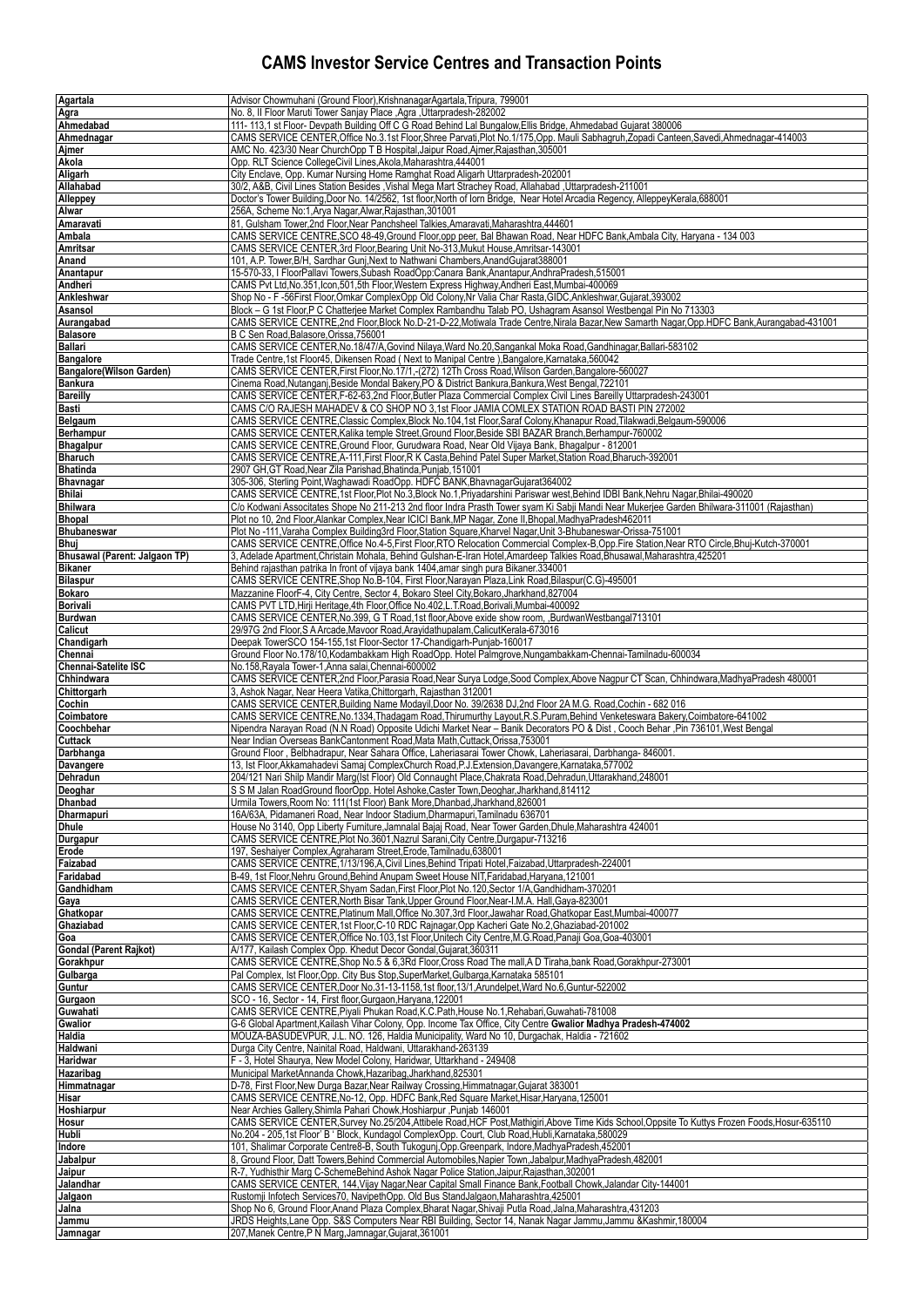# CAMS Investor Service Centres and Transaction Points

| | |
|---|---|
| Agartala | Advisor Chowmuhani (Ground Floor),KrishnanagarAgartala,Tripura, 799001 |
| Agra | No. 8, II Floor Maruti Tower Sanjay Place ,Agra ,Uttarpradesh-282002 |
| Ahmedabad | 111- 113,1 st Floor- Devpath Building Off C G Road Behind Lal Bungalow,Ellis Bridge, Ahmedabad Gujarat 380006 |
| Ahmednagar | CAMS SERVICE CENTER,Office No.3.1st Floor,Shree Parvati,Plot No.1/175,Opp. Mauli Sabhagruh,Zopadi Canteen,Savedi,Ahmednagar-414003 |
| Ajmer | AMC No. 423/30 Near ChurchOpp T B Hospital,Jaipur Road,Ajmer,Rajasthan,305001 |
| Akola | Opp. RLT Science CollegeCivil Lines,Akola,Maharashtra,444001 |
| Aligarh | City Enclave, Opp. Kumar Nursing Home Ramghat Road Aligarh Uttarpradesh-202001 |
| Allahabad | 30/2, A&B, Civil Lines Station Besides ,Vishal Mega Mart Strachey Road, Allahabad ,Uttarpradesh-211001 |
| Alleppey | Doctor's Tower Building,Door No. 14/2562, 1st floor,North of Iorn Bridge, Near Hotel Arcadia Regency, AlleppeyKerala,688001 |
| Alwar | 256A, Scheme No:1,Arya Nagar,Alwar,Rajasthan,301001 |
| Amaravati | 81, Gulsham Tower,2nd Floor,Near Panchsheel Talkies,Amaravati,Maharashtra,444601 |
| Ambala | CAMS SERVICE CENTRE,SCO 48-49,Ground Floor,opp peer, Bal Bhawan Road, Near HDFC Bank,Ambala City, Haryana - 134 003 |
| Amritsar | CAMS SERVICE CENTER,3rd Floor,Bearing Unit No-313,Mukut House,Amritsar-143001 |
| Anand | 101, A.P. Tower,B/H, Sardhar Gunj,Next to Nathwani Chambers,AnandGujarat388001 |
| Anantapur | 15-570-33, I FloorPallavi Towers,Subash RoadOpp:Canara Bank,Anantapur,AndhraPradesh,515001 |
| Andheri | CAMS Pvt Ltd,No.351,Icon,501,5th Floor,Western Express Highway,Andheri East,Mumbai-400069 |
| Ankleshwar | Shop No - F -56First Floor,Omkar ComplexOpp Old Colony,Nr Valia Char Rasta,GIDC,Ankleshwar,Gujarat,393002 |
| Asansol | Block – G 1st Floor,P C Chatterjee Market Complex Rambandhu Talab PO, Ushagram Asansol Westbengal Pin No 713303 |
| Aurangabad | CAMS SERVICE CENTRE,2nd Floor,Block No.D-21-D-22,Motiwala Trade Centre,Nirala Bazar,New Samarth Nagar,Opp.HDFC Bank,Aurangabad-431001 |
| Balasore | B C Sen Road,Balasore,Orissa,756001 |
| Ballari | CAMS SERVICE CENTER,No.18/47/A,Govind Nilaya,Ward No.20,Sangankal Moka Road,Gandhinagar,Ballari-583102 |
| Bangalore | Trade Centre,1st Floor45, Dikensen Road ( Next to Manipal Centre ),Bangalore,Karnataka,560042 |
| Bangalore(Wilson Garden) | CAMS SERVICE CENTRE,First Floor,No.17/1,-(272) 12Th Cross Road,Wilson Garden,Bangalore-560027 |
| Bankura | Cinema Road,Nutanganj,Beside Mondal Bakery,PO & District Bankura,Bankura,West Bengal,722101 |
| Bareilly | CAMS SERVICE CENTER,F-62-63,2nd Floor,Butler Plaza Commercial Complex Civil Lines Bareilly Uttarpradesh-243001 |
| Basti | CAMS C/O RAJESH MAHADEV & CO SHOP NO 3,1st Floor JAMIA COMLEX STATION ROAD BASTI PIN 272002 |
| Belgaum | CAMS SERVICE CENTRE,Classic Complex,Block No.104,1st Floor,Saraf Colony,Khanapur Road,Tilakwadi,Belgaum-590006 |
| Berhampur | CAMS SERVICE CENTRE,Kalika temple Street,Ground Floor,Beside SBI BAZAR Branch,Berhampur-760002 |
| Bhagalpur | CAMS SERVICE CENTRE,Ground Floor, Gurudwara Road, Near Old Vijaya Bank, Bhagalpur - 812001 |
| Bharuch | CAMS SERVICE CENTRE,A-111,First Floor,R K Casta,Behind Patel Super Market,Station Road,Bharuch-392001 |
| Bhatinda | 2907 GH,GT Road,Near Zila Parishad,Bhatinda,Punjab,151001 |
| Bhavnagar | 305-306, Sterling Point,Waghawadi RoadOpp. HDFC BANK,BhavnagarGujarat364002 |
| Bhilai | CAMS SERVICE CENTRE,1st Floor,Plot No.3,Block No.1,Priyadarshini Pariswar west,Behind IDBI Bank,Nehru Nagar,Bhilai-490020 |
| Bhilwara | C/o Kodwani Associtates Shope No 211-213 2nd floor Indra Prasth Tower syam Ki Sabji Mandi Near Mukerjee Garden Bhilwara-311001 (Rajasthan) |
| Bhopal | Plot no 10, 2nd Floor,Alankar Complex,Near ICICI Bank,MP Nagar, Zone II,Bhopal,MadhyaPradesh462011 |
| Bhubaneswar | Plot No -111,Varaha Complex Building3rd Floor,Station Square,Kharvel Nagar,Unit 3-Bhubaneswar-Orissa-751001 |
| Bhuj | CAMS SERVICE CENTRE,Office No.4-5,First Floor,RTO Relocation Commercial Complex-B,Opp.Fire Station,Near RTO Circle,Bhuj-Kutch-370001 |
| Bhusawal (Parent: Jalgaon TP) | 3, Adelade Apartment,Christain Mohala, Behind Gulshan-E-Iran Hotel,Amardeep Talkies Road,Bhusawal,Maharashtra,425201 |
| Bikaner | Behind rajasthan patrika In front of vijaya bank 1404,amar singh pura Bikaner.334001 |
| Bilaspur | CAMS SERVICE CENTRE,Shop No.B-104, First Floor,Narayan Plaza,Link Road,Bilaspur(C.G)-495001 |
| Bokaro | Mazzanine FloorF-4, City Centre, Sector 4, Bokaro Steel City,Bokaro,Jharkhand,827004 |
| Borivali | CAMS PVT LTD,Hirji Heritage,4th Floor,Office No.402,L.T.Road,Borivali,Mumbai-400092 |
| Burdwan | CAMS SERVICE CENTER,No.399, G T Road,1st floor,Above exide show room, ,BurdwanWestbangal713101 |
| Calicut | 29/97G 2nd Floor,S A Arcade,Mavoor Road,Arayidathupalam,CalicutKerala-673016 |
| Chandigarh | Deepak TowerSCO 154-155,1st Floor-Sector 17-Chandigarh-Punjab-160017 |
| Chennai | Ground Floor No.178/10,Kodambakkam High RoadOpp. Hotel Palmgrove,Nungambakkam-Chennai-Tamilnadu-600034 |
| Chennai-Satelite ISC | No.158,Rayala Tower-1,Anna salai,Chennai-600002 |
| Chhindwara | CAMS SERVICE CENTER,2nd Floor,Parasia Road,Near Surya Lodge,Sood Complex,Above Nagpur CT Scan, Chhindwara,MadhyaPradesh 480001 |
| Chittorgarh | 3, Ashok Nagar, Near Heera Vatika,Chittorgarh, Rajasthan 312001 |
| Cochin | CAMS SERVICE CENTRE,Building Name Modayil,Door No. 39/2638 DJ,2nd Floor 2A M.G. Road,Cochin - 682 016 |
| Coimbatore | CAMS SERVICE CENTRE,No.1334,Thadagam Road,Thirumurthy Layout,R.S.Puram,Behind Venketeswara Bakery,Coimbatore-641002 |
| Coochbehar | Nipendra Narayan Road (N.N Road) Opposite Udichi Market Near – Banik Decorators PO & Dist , Cooch Behar ,Pin 736101,West Bengal |
| Cuttack | Near Indian Overseas BankCantonment Road,Mata Math,Cuttack,Orissa,753001 |
| Darbhanga | Ground Floor , Belbhadrapur, Near Sahara Office, Laheriasarai Tower Chowk, Laheriasarai, Darbhanga- 846001. |
| Davangere | 13, Ist Floor,Akkamahadevi Samaj ComplexChurch Road,P.J.Extension,Davangere,Karnataka,577002 |
| Dehradun | 204/121 Nari Shilp Mandir Marg(Ist Floor) Old Connaught Place,Chakrata Road,Dehradun,Uttarakhand,248001 |
| Deoghar | S S M Jalan RoadGround floorOpp. Hotel Ashoke,Caster Town,Deoghar,Jharkhand,814112 |
| Dhanbad | Urmila Towers,Room No: 111(1st Floor) Bank More,Dhanbad,Jharkhand,826001 |
| Dharmapuri | 16A/63A, Pidamaneri Road, Near Indoor Stadium,Dharmapuri,Tamilnadu 636701 |
| Dhule | House No 3140, Opp Liberty Furniture,Jamnalal Bajaj Road, Near Tower Garden,Dhule,Maharashtra 424001 |
| Durgapur | CAMS SERVICE CENTRE,Plot No.3601,Nazrul Sarani,City Centre,Durgapur-713216 |
| Erode | 197, Seshaiyer Complex,Agraharam Street,Erode,Tamilnadu,638001 |
| Faizabad | CAMS SERVICE CENTRE,1/13/196,A,Civil Lines,Behind Tripati Hotel,Faizabad,Uttarpradesh-224001 |
| Faridabad | B-49, 1st Floor,Nehru Ground,Behind Anupam Sweet House NIT,Faridabad,Haryana.121001 |
| Gandhidham | CAMS SERVICE CENTER,Shyam Sadan,First Floor,Plot No.120,Sector 1/A,Gandhidham-370201 |
| Gaya | CAMS SERVICE CENTRE,North Bisar Tank,Upper Ground Floor,Near-I.M.A. Hall,Gaya-823001 |
| Ghatkopar | CAMS SERVICE CENTRE,Platinum Mall,Office No.307,3rd Floor,Jawahar Road,Ghatkopar East,Mumbai-400077 |
| Ghaziabad | CAMS SERVICE CENTRE,1st Floor,C-10 RDC Rajnagar,Opp Kacheri Gate No.2,Ghaziabad-201002 |
| Goa | CAMS SERVICE CENTRE,Office No.103,1st Floor,Unitech City Centre,M.G.Road,Panaji Goa,Goa-403001 |
| Gondal (Parent Rajkot) | A/177, Kailash Complex Opp. Khedut Decor Gondal,Gujarat,360311 |
| Gorakhpur | CAMS SERVICE CENTRE,Shop No.5 & 6,3Rd Floor,Cross Road The mall,A D Tiraha,bank Road,Gorakhpur-273001 |
| Gulbarga | Pal Complex, Ist Floor,Opp. City Bus Stop,SuperMarket,Gulbarga,Karnataka 585101 |
| Guntur | CAMS SERVICE CENTER,Door No.31-13-1158,1st floor,13/1,Arundelpet,Ward No.6,Guntur-522002 |
| Gurgaon | SCO - 16, Sector - 14, First floor,Gurgaon,Haryana,122001 |
| Guwahati | CAMS SERVICE CENTRE,Piyali Phukan Road,K.C.Path,House No.1,Rehabari,Guwahati-781008 |
| Gwalior | G-6 Global Apartment,Kailash Vihar Colony, Opp. Income Tax Office, City Centre **Gwalior Madhya Pradesh-474002** |
| Haldia | MOUZA-BASUDEVPUR, J.L. NO. 126, Haldia Municipality, Ward No 10, Durgachak, Haldia - 721602 |
| Haldwani | Durga City Centre, Nainital Road, Haldwani, Uttarakhand-263139 |
| Haridwar | F - 3, Hotel Shaurya, New Model Colony, Haridwar, Uttarkhand - 249408 |
| Hazaribag | Municipal MarketAnnanda Chowk,Hazaribag,Jharkhand,825301 |
| Himmatnagar | D-78, First Floor,New Durga Bazar,Near Railway Crossing,Himmatnagar,Gujarat 383001 |
| Hisar | CAMS SERVICE CENTRE,No-12, Opp. HDFC Bank,Red Square Market,Hisar,Haryana,125001 |
| Hoshiarpur | Near Archies Gallery,Shimla Pahari Chowk,Hoshiarpur ,Punjab 146001 |
| Hosur | CAMS SERVICE CENTER,Survey No.25/204,Attibele Road,HCF Post,Mathigiri,Above Time Kids School,Oppsite To Kuttys Frozen Foods,Hosur-635110 |
| Hubli | No.204 - 205,1st Floor' B ' Block, Kundagol ComplexOpp. Court, Club Road,Hubli,Karnataka,580029 |
| Indore | 101, Shalimar Corporate Centre8-B, South Tukogunj,Opp.Greenpark, Indore,MadhyaPradesh,452001 |
| Jabalpur | 8, Ground Floor, Datt Towers,Behind Commercial Automobiles,Napier Town,Jabalpur,MadhyaPradesh,482001 |
| Jaipur | R-7, Yudhisthir Marg C-SchemeBehind Ashok Nagar Police Station,Jaipur,Rajasthan,302001 |
| Jalandhar | CAMS SERVICE CENTRE, 144,Vijay Nagar,Near Capital Small Finance Bank,Football Chowk,Jalandar City-144001 |
| Jalgaon | Rustomji Infotech Services70, NavipethOpp. Old Bus StandJalgaon,Maharashtra,425001 |
| Jalna | Shop No 6, Ground Floor,Anand Plaza Complex,Bharat Nagar,Shivaji Putla Road,Jalna,Maharashtra,431203 |
| Jammu | JRDS Heights,Lane Opp. S&S Computers Near RBI Building, Sector 14, Nanak Nagar Jammu,Jammu &Kashmir,180004 |
| Jamnagar | 207,Manek Centre,P N Marg,Jamnagar,Gujarat,361001 |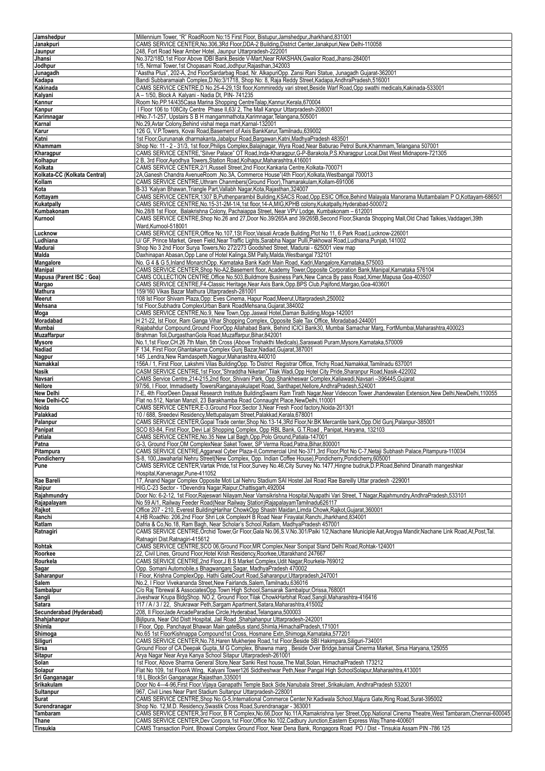| | |
|---|---|
| **Jamshedpur** | Millennium Tower, "R" RoadRoom No:15 First Floor, Bistupur,Jamshedpur,Jharkhand,831001 |
| **Janakpuri** | CAMS SERVICE CENTER,No.306,3Rd Floor,DDA-2 Building,District Center,Janakpuri,New Delhi-110058 |
| **Jaunpur** | 248, Fort Road Near Amber Hotel, Jaunpur Uttarpradesh-222001 |
| **Jhansi** | No.372/18D,1st Floor Above IDBI Bank,Beside V-Mart,Near RAKSHAN,Gwalior Road,Jhansi-284001 |
| **Jodhpur** | 1/5, Nirmal Tower,1st Chopasani Road,Jodhpur,Rajasthan,342003 |
| **Junagadh** | "Aastha Plus", 202-A, 2nd FloorSardarbag Road, Nr. AlkapuriOpp. Zansi Rani Statue, Junagadh Gujarat-362001 |
| **Kadapa** | Bandi Subbaramaiah Complex,D.No:3/1718, Shop No: 8, Raja Reddy Street,Kadapa,AndhraPradesh,516001 |
| **Kakinada** | CAMS SERVICE CENTRE,D No.25-4-29,1St floor,Kommireddy vari street,Beside Warf Road,Opp swathi medicals,Kakinada-533001 |
| **Kalyani** | A – 1/50, Block A Kalyani - Nadia Dt, PIN- 741235 |
| **Kannur** | Room No.PP.14/435Casa Marina Shopping CentreTalap,Kannur,Kerala,670004 |
| **Kanpur** | I Floor 106 to 108City Centre Phase II,63/ 2, The Mall Kanpur Uttarpradesh-208001 |
| **Karimnagar** | HNo.7-1-257, Upstairs S B H mangammathota,Karimnagar,Telangana,505001 |
| **Karnal** | No.29,Avtar Colony,Behind vishal mega mart,Karnal-132001 |
| **Karur** | 126 G, V.P.Towers, Kovai Road,Basement of Axis BankKarur,Tamilnadu,639002 |
| **Katni** | 1st Floor,Gurunanak dharmakanta,Jabalpur Road,Bargawan,Katni,MadhyaPradesh 483501 |
| **Khammam** | Shop No: 11 - 2 - 31/3, 1st floor,Philips Complex,Balajinagar, Wyra Road,Near Baburao Petrol Bunk,Khammam,Telangana 507001 |
| **Kharagpur** | CAMS SERVICE CENTRE,"Silver Palace" OT Road,Inda-Kharagpur,G-P-Barakola,P.S.Kharagpur Local,Dist West Midnapore-721305 |
| **Kolhapur** | 2 B, 3rd Floor,Ayodhya Towers,Station Road,Kolhapur,Maharashtra,416001 |
| **Kolkata** | CAMS SERVICE CENTRE,2/1,Russell Street,2nd Floor,Kankaria Centre,Kolkata-700071 |
| **Kolkata-CC (Kolkata Central)** | 2A,Ganesh Chandra AvenueRoom ,No.3A, Commerce House"(4th Floor),Kolkata,Westbangal 700013 |
| **Kollam** | CAMS SERVICE CENTRE,Uthram Chanmbers(Ground Floor),Thamarakulam,Kollam-691006 |
| **Kota** | B-33 'Kalyan Bhawan,Triangle Part,Vallabh Nagar,Kota,Rajasthan,324007 |
| **Kottayam** | CAMS SERVICE CENTRE,1307 B,Puthenparambil Building,KSACS Road,Opp.ESIC Office,Behind Malayala Manorama Muttambalam P O,Kottayam-686501 |
| **Kukatpally** | CAMS SERVICE CENTRE,No.15-31-2M-1/4,1st floor,14-A,MIG,KPHB colony,Kukatpally,Hyderabad-500072 |
| **Kumbakonam** | No.28/8 1st Floor, Balakrishna Colony, Pachaiappa Street, Near VPV Lodge, Kumbakonam – 612001 |
| **Kurnool** | CAMS SERVICE CENTRE,Shop No.26 and 27,Door No.39/265A and 39/265B,Second Floor,Skanda Shopping Mall,Old Chad Talkies,Vaddageri,39th Ward,Kurnool-518001 |
| **Lucknow** | CAMS SERVICE CENTER,Office No.107,1St Floor,Vaisali Arcade Building,Plot No 11, 6 Park Road,Lucknow-226001 |
| **Ludhiana** | U/ GF, Prince Market, Green Field,Near Traffic Lights,Sarabha Nagar Pulli,Pakhowal Road,Ludhiana,Punjab,141002 |
| **Madurai** | Shop No 3 2nd Floor Surya Towers,No 272/273 Goodshed Street, Madurai - 625001 view map |
| **Malda** | Daxhinapan Abasan,Opp Lane of Hotel Kalinga,SM Pally,Malda,Westbangal 732101 |
| **Mangalore** | No. G 4 & G 5,Inland MonarchOpp. Karnataka Bank Kadri Main Road, Kadri,Mangalore,Karnataka,575003 |
| **Manipal** | CAMS SERVICE CENTRE,Shop No-A2,Basement floor, Academy Tower,Opposite Corporation Bank,Manipal,Karnataka 576104 |
| **Mapusa (Parent ISC : Goa)** | CAMS COLLECTION CENTRE,Office No.503,Buildmore Business Park,New Canca By pass Road,Ximer,Mapusa Goa-403507 |
| **Margao** | CAMS SERVICE CENTRE,F4-Classic Heritage,Near Axis Bank,Opp.BPS Club,Pajifond,Margao,Goa-403601 |
| **Mathura** | 159/160 Vikas Bazar Mathura Uttarpradesh-281001 |
| **Meerut** | 108 Ist Floor Shivam Plaza,Opp: Eves Cinema, Hapur Road,Meerut,Uttarpradesh,250002 |
| **Mehsana** | 1st Floor,Subhadra ComplexUrban Bank RoadMehsana,Gujarat,384002 |
| **Moga** | CAMS SERVICE CENTRE,No.9, New Town,Opp.Jaswal Hotel,Daman Building,Moga-142001 |
| **Moradabad** | H 21-22, Ist Floor, Ram Ganga Vihar Shopping Complex, Opposite Sale Tax Office, Moradabad-244001 |
| **Mumbai** | Rajabahdur Compound,Ground FloorOpp Allahabad Bank, Behind ICICI Bank30, Mumbai Samachar Marg, FortMumbai,Maharashtra,400023 |
| **Muzaffarpur** | Brahman Toli,DurgasthanGola Road,Muzaffarpur,Bihar,842001 |
| **Mysore** | No.1,1st Floor,CH.26 7th Main, 5th Cross (Above Trishakthi Medicals),Saraswati Puram,Mysore,Karnataka,570009 |
| **Nadiad** | F 134, First Floor,Ghantakarna Complex Gunj Bazar,Nadiad,Gujarat,387001 |
| **Nagpur** | 145 ,Lendra,New Ramdaspeth,Nagpur,Maharashtra,440010 |
| **Namakkal** | 156A / 1, First Floor, Lakshmi Vilas BuildingOpp. To District Registrar Office, Trichy Road,Namakkal,Tamilnadu 637001 |
| **Nasik** | CASM SERVICE CENTRE,1st Floor,"Shraddha Niketan",Tilak Wadi,Opp Hotel City Pride,Sharanpur Road,Nasik-422002 |
| **Navsari** | CAMS Service Centre,214-215,2nd floor, Shivani Park, Opp.Shankheswar Complex,Kaliawadi,Navsari –396445,Gujarat |
| **Nellore** | 97/56, I Floor, Immadisetty TowersRanganayakulapet Road, Santhapet,Nellore,AndhraPradesh,524001 |
| **New Delhi** | 7-E, 4th FloorDeen Dayaal Research Institute BuildingSwami Ram Tirath Nagar,Near Videocon Tower Jhandewalan Extension,New Delhi,NewDelhi,110055 |
| **New Delhi-CC** | Flat no.512, Narian Manzil, 23 Barakhamba Road Connaught Place,NewDelhi,110001 |
| **Noida** | CAMS SERVICE CENTER,E-3,Ground Floor,Sector 3,Near Fresh Food factory,Noida-201301 |
| **Palakkad** | 10 / 688, Sreedevi Residency,Mettupalayam Street,Palakkad,Kerala,678001 |
| **Palanpur** | CAMS SERVICE CENTER,Gopal Trade center,Shop No.13-14,3Rd Floor,Nr.BK Mercantile bank,Opp.Old Gunj,Palanpur-385001 |
| **Panipat** | SCO 83-84, First Floor, Devi Lal Shopping Complex, Opp RBL Bank, G.T.Road , Panipat, Haryana, 132103 |
| **Patiala** | CAMS SERVICE CENTRE,No.35 New Lal Bagh,Opp.Polo Ground,Patiala-147001 |
| **Patna** | G-3, Ground Floor,OM ComplexNear Saket Tower, SP Verma Road,Patna,Bihar,800001 |
| **Pitampura** | CAMS SERVICE CENTRE,Aggarwal Cyber Plaza-II,Commercial Unit No-371,3rd Floor,Plot No C-7,Netaji Subhash Palace,Pitampura-110034 |
| **Pondicherry** | S-8, 100,Jawaharlal Nehru Street(New Complex, Opp. Indian Coffee House),Pondicherry,Pondicherry,605001 |
| **Pune** | CAMS SERVICE CENTER,Vartak Pride,1st Floor,Survey No.46,City Survey No.1477,Hingne budruk,D.P.Road,Behind Dinanath mangeshkar Hospital,Karvenagar,Pune-411052 |
| **Rae Bareli** | 17, Anand Nagar Complex Opposite Moti Lal Nehru Stadium SAI Hostel Jail Road Rae Bareilly Uttar pradesh -229001 |
| **Raipur** | HIG,C-23 Sector - 1Devendra Nagar,Raipur,Chattisgarh,492004 |
| **Rajahmundry** | Door No: 6-2-12, 1st Floor,Rajeswari Nilayam,Near Vamsikrishna Hospital,Nyapathi Vari Street, T Nagar,Rajahmundry,AndhraPradesh,533101 |
| **Rajapalayam** | No 59 A/1, Railway Feeder Road(Near Railway Station)RajapalayamTamilnadu626117 |
| **Rajkot** | Office 207 - 210, Everest BuildingHarihar ChowkOpp Shastri Maidan,Limda Chowk,Rajkot,Gujarat,360001 |
| **Ranchi** | 4,HB RoadNo: 206,2nd Floor Shri Lok ComplexH B Road Near Firayalal,Ranchi,Jharkhand,834001 |
| **Ratlam** | Dafria & Co,No.18, Ram Bagh, Near Scholar's School,Ratlam, MadhyaPradesh 457001 |
| **Ratnagiri** | CAMS SERVICE CENTRE,Orchid Tower,Gr Floor,Gala No.06,S.V.No.301/Paiki 1/2,Nachane Municiple Aat,Arogya Mandir,Nachane Link Road,At,Post,Tal. Ratnagiri Dist.Ratnagiri-415612 |
| **Rohtak** | CAMS SERVICE CENTRE,SCO 06,Ground Floor,MR Complex,Near Sonipat Stand Delhi Road,Rohtak-124001 |
| **Roorkee** | 22, Civil Lines, Ground Floor,Hotel Krish Residency,Roorkee,Uttarakhand 247667 |
| **Rourkela** | CAMS SERVICE CENTRE,2nd Floor,J B S Market Complex,Udit Nagar,Rourkela-769012 |
| **Sagar** | Opp. Somani Automobile,s Bhagwanganj Sagar, MadhyaPradesh 470002 |
| **Saharanpur** | I Floor, Krishna ComplexOpp. Hathi GateCourt Road,Saharanpur,Uttarpradesh,247001 |
| **Salem** | No.2, I Floor Vivekananda Street,New Fairlands,Salem,Tamilnadu,636016 |
| **Sambalpur** | C/o Raj Tibrewal & AssociatesOpp.Town High School,Sansarak Sambalpur,Orissa,768001 |
| **Sangli** | Jiveshwar Krupa BldgShop. NO.2, Ground Floor,Tilak ChowkHarbhat Road,Sangli,Maharashtra-416416 |
| **Satara** | 117 / A / 3 / 22, Shukrawar Peth,Sargam Apartment,Satara,Maharashtra,415002 |
| **Secunderabad (Hyderabad)** | 208, II FloorJade ArcadeParadise Circle,Hyderabad,Telangana,500003 |
| **Shahjahanpur** | Bijlipura, Near Old Distt Hospital, Jail Road ,Shahjahanpur Uttarpradesh-242001 |
| **Shimla** | I Floor, Opp. Panchayat Bhawan Main gateBus stand,Shimla,HimachalPradesh,171001 |
| **Shimoga** | No.65 1st FloorKishnappa Compound1st Cross, Hosmane Extn,Shimoga,Karnataka,577201 |
| **Siliguri** | CAMS SERVICE CENTER,No.78,Haren Mukherjee Road,1st Floor,Beside SBI Hakimpara,Siliguri-734001 |
| **Sirsa** | Ground Floor of CA Deepak Gupta,,M G Complex, Bhawna marg , Beside Over Bridge,bansal Cinerma Market, Sirsa Haryana,125055 |
| **Sitapur** | Arya Nagar Near Arya Kanya School Sitapur Uttarpradesh-261001 |
| **Solan** | 1st Floor, Above Sharma General Store,Near Sanki Rest house,The Mall,Solan, HimachalPradesh 173212 |
| **Solapur** | Flat No 109, 1st FloorA Wing, Kalyani Tower126 Siddheshwar Peth,Near Pangal High SchoolSolapur,Maharashtra,413001 |
| **Sri Ganganagar** | 18 L BlockSri Ganganagar,Rajasthan,335001 |
| **Srikakulam** | Door No 4—4-96,First Floor.Vijaya Ganapathi Temple Back Side,Nanubala Street ,Srikakulam, AndhraPradesh 532001 |
| **Sultanpur** | 967, Civil Lines Near Pant Stadium Sultanpur Uttarpradesh-228001 |
| **Surat** | CAMS SERVICE CENTRE,Shop No.G-5,International Commerce Center,Nr.Kadiwala School,Majura Gate,Ring Road,Surat-395002 |
| **Surendranagar** | Shop No. 12,M.D. Residency,Swastik Cross Road,Surendranagar - 363001 |
| **Tambaram** | CAMS SERVICE CENTRE,3rd Floor, B R Complex,No.66,Door No.11A,Ramakrishna Iyer Street,Opp.National Cinema Theatre,West Tambaram,Chennai-600045 |
| **Thane** | CAMS SERVICE CENTER,Dev Corpora,1st Floor,Office No.102,Cadbury Junction,Eastern Express Way,Thane-400601 |
| **Tinsukia** | CAMS Transaction Point, Bhowal Complex Ground Floor, Near Dena Bank, Rongagora Road PO / Dist - Tinsukia Assam PIN -786 125 |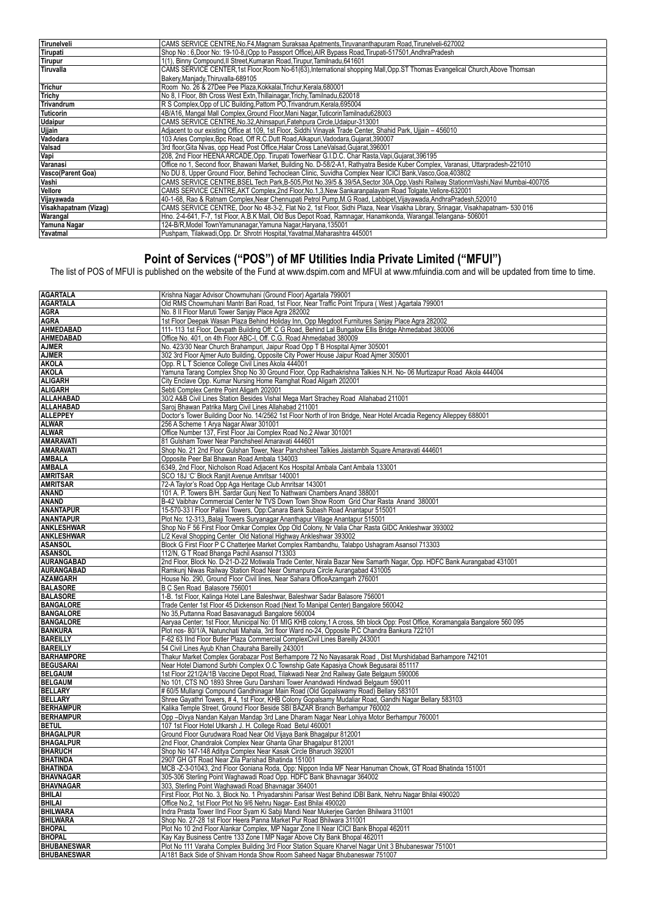| Tirunelveli | CAMS SERVICE CENTRE,No.F4,Magnam Suraksaa Apatments,Tiruvananthapuram Road,Tirunelveli-627002 |
|---|---|
| Tirupati | Shop No : 6,Door No: 19-10-8,(Opp to Passport Office),AIR Bypass Road,Tirupati-517501,AndhraPradesh |
| Tirupur | 1(1), Binny Compound,II Street,Kumaran Road,Tirupur,Tamilnadu,641601 |
| Tiruvalla | CAMS SERVICE CENTER,1st Floor,Room No-61(63),International shopping Mall,Opp.ST Thomas Evangelical Church,Above Thomsan Bakery,Manjady,Thiruvalla-689105 |
| Trichur | Room No. 26 & 27Dee Pee Plaza,Kokkalai,Trichur,Kerala,680001 |
| Trichy | No 8, I Floor, 8th Cross West Extn,Thillainagar,Trichy,Tamilnadu,620018 |
| Trivandrum | R S Complex,Opp of LIC Building,Pattom PO,Trivandrum,Kerala,695004 |
| Tuticorin | 4B/A16, Mangal Mall Complex,Ground Floor,Mani Nagar,TuticorinTamilnadu628003 |
| Udaipur | CAMS SERVICE CENTRE,No.32,Ahinsapuri,Fatehpura Circle,Udaipur-313001 |
| Ujjain | Adjacent to our existing Office at 109, 1st Floor, Siddhi Vinayak Trade Center, Shahid Park, Ujjain – 456010 |
| Vadodara | 103 Aries Complex,Bpc Road, Off R.C.Dutt Road,Alkapuri,Vadodara,Gujarat,390007 |
| Valsad | 3rd floor,Gita Nivas, opp Head Post Office,Halar Cross LaneValsad,Gujarat,396001 |
| Vapi | 208, 2nd Floor HEENA ARCADE,Opp. Tirupati TowerNear G.I.D.C. Char Rasta,Vapi,Gujarat,396195 |
| Varanasi | Office no 1, Second floor, Bhawani Market, Building No. D-58/2-A1, Rathyatra Beside Kuber Complex, Varanasi, Uttarpradesh-221010 |
| Vasco(Parent Goa) | No DU 8, Upper Ground Floor, Behind Techoclean Clinic, Suvidha Complex Near ICICI Bank,Vasco,Goa,403802 |
| Vashi | CAMS SERVICE CENTRE,BSEL Tech Park,B-505,Plot No.39/5 & 39/5A,Sector 30A,Opp.Vashi Railway StationmVashi,Navi Mumbai-400705 |
| Vellore | CAMS SERVICE CENTRE,AKT Complex,2nd Floor,No.1,3,New Sankaranpalayam Road Tolgate,Vellore-632001 |
| Vijayawada | 40-1-68, Rao & Ratnam Complex,Near Chennupati Petrol Pump,M.G Road, Labbipet,Vijayawada,AndhraPradesh,520010 |
| Visakhapatnam (Vizag) | CAMS SERVICE CENTRE, Door No 48-3-2, Flat No 2, 1st Floor, Sidhi Plaza, Near Visakha Library, Srinagar, Visakhapatnam- 530 016 |
| Warangal | Hno. 2-4-641, F-7, 1st Floor, A.B.K Mall, Old Bus Depot Road, Ramnagar, Hanamkonda, Warangal.Telangana- 506001 |
| Yamuna Nagar | 124-B/R,Model TownYamunanagar,Yamuna Nagar,Haryana,135001 |
| Yavatmal | Pushpam, Tilakwadi,Opp. Dr. Shrotri Hospital,Yavatmal,Maharashtra 445001 |

## Point of Services ("POS") of MF Utilities India Private Limited ("MFUI")

The list of POS of MFUI is published on the website of the Fund at www.dspim.com and MFUI at www.mfuindia.com and will be updated from time to time.

| AGARTALA | Krishna Nagar Advisor Chowmuhani (Ground Floor) Agartala 799001 |
|---|---|
| AGARTALA | Old RMS Chowmuhani Mantri Bari Road, 1st Floor, Near Traffic Point Tripura ( West ) Agartala 799001 |
| AGRA | No. 8 II Floor Maruti Tower Sanjay Place Agra 282002 |
| AGRA | 1st Floor Deepak Wasan Plaza Behind Holiday Inn, Opp Megdoot Furnitures Sanjay Place Agra 282002 |
| AHMEDABAD | 111- 113 1st Floor, Devpath Building Off: C G Road, Behind Lal Bungalow Ellis Bridge Ahmedabad 380006 |
| AHMEDABAD | Office No. 401, on 4th Floor ABC-I, Off. C.G. Road Ahmedabad 380009 |
| AJMER | No. 423/30 Near Church Brahampuri, Jaipur Road Opp T B Hospital Ajmer 305001 |
| AJMER | 302 3rd Floor Ajmer Auto Building, Opposite City Power House Jaipur Road Ajmer 305001 |
| AKOLA | Opp. R L T Science College Civil Lines Akola 444001 |
| AKOLA | Yamuna Tarang Complex Shop No 30 Ground Floor, Opp Radhakrishna Talkies N.H. No- 06 Murtizapur Road Akola 444004 |
| ALIGARH | City Enclave Opp. Kumar Nursing Home Ramghat Road Aligarh 202001 |
| ALIGARH | Sebti Complex Centre Point Aligarh 202001 |
| ALLAHABAD | 30/2 A&B Civil Lines Station Besides Vishal Mega Mart Strachey Road Allahabad 211001 |
| ALLAHABAD | Saroj Bhawan Patrika Marg Civil Lines Allahabad 211001 |
| ALLEPPEY | Doctor's Tower Building Door No. 14/2562 1st Floor North of Iron Bridge, Near Hotel Arcadia Regency Alleppey 688001 |
| ALWAR | 256 A Scheme 1 Arya Nagar Alwar 301001 |
| ALWAR | Office Number 137, First Floor Jai Complex Road No.2 Alwar 301001 |
| AMARAVATI | 81 Gulsham Tower Near Panchsheel Amaravati 444601 |
| AMARAVATI | Shop No. 21 2nd Floor Gulshan Tower, Near Panchsheel Talkies Jaistambh Square Amaravati 444601 |
| AMBALA | Opposite Peer Bal Bhawan Road Ambala 134003 |
| AMBALA | 6349, 2nd Floor, Nicholson Road Adjacent Kos Hospital Ambala Cant Ambala 133001 |
| AMRITSAR | SCO 18J 'C' Block Ranjit Avenue Amritsar 140001 |
| AMRITSAR | 72-A Taylor's Road Opp Aga Heritage Club Amritsar 143001 |
| ANAND | 101 A. P. Towers B/H. Sardar Gunj Next To Nathwani Chambers Anand 388001 |
| ANAND | B-42 Vaibhav Commercial Center Nr TVS Down Town Show Room Grid Char Rasta Anand 380001 |
| ANANTAPUR | 15-570-33 I Floor Pallavi Towers, Opp:Canara Bank Subash Road Anantapur 515001 |
| ANANTAPUR | Plot No: 12-313,,Balaji Towers Suryanagar Ananthapur Village Anantapur 515001 |
| ANKLESHWAR | Shop No F 56 First Floor Omkar Complex Opp Old Colony, Nr Valia Char Rasta GIDC Ankleshwar 393002 |
| ANKLESHWAR | L/2 Keval Shopping Center Old National Highway Ankleshwar 393002 |
| ASANSOL | Block G First Floor P C Chatterjee Market Complex Rambandhu, Talabpo Ushagram Asansol 713303 |
| ASANSOL | 112/N, G T Road Bhanga Pachil Asansol 713303 |
| AURANGABAD | 2nd Floor, Block No. D-21-D-22 Motiwala Trade Center, Nirala Bazar New Samarth Nagar, Opp. HDFC Bank Aurangabad 431001 |
| AURANGABAD | Ramkunj Niwas Railway Station Road Near Osmanpura Circle Aurangabad 431005 |
| AZAMGARH | House No. 290, Ground Floor Civil lines, Near Sahara OfficeAzamgarh 276001 |
| BALASORE | B C Sen Road Balasore 756001 |
| BALASORE | 1-B. 1st Floor, Kalinga Hotel Lane Baleshwar, Baleshwar Sadar Balasore 756001 |
| BANGALORE | Trade Center 1st Floor 45 Dickenson Road (Next To Manipal Center) Bangalore 560042 |
| BANGALORE | No 35,Puttanna Road Basavanagudi Bangalore 560004 |
| BANGALORE | Aaryaa Center; 1st Floor, Municipal No: 01 MIG KHB colony,1 A cross, 5th block Opp: Post Office, Koramangala Bangalore 560 095 |
| BANKURA | Plot nos- 80/1/A, Natunchati Mahala, 3rd floor Ward no-24, Opposite P.C Chandra Bankura 722101 |
| BAREILLY | F-62 63 IInd Floor Butler Plaza Commercial ComplexCivil Lines Bareilly 243001 |
| BAREILLY | 54 Civil Lines Ayub Khan Chauraha Bareilly 243001 |
| BARHAMPORE | Thakur Market Complex Gorabazar Post Berhampore 72 No Nayasarak Road , Dist Murshidabad Barhampore 742101 |
| BEGUSARAI | Near Hotel Diamond Surbhi Complex O.C Township Gate Kapasiya Chowk Begusarai 851117 |
| BELGAUM | 1st Floor 221/2A/1B Vaccine Depot Road, Tilakwadi Near 2nd Railway Gate Belgaum 590006 |
| BELGAUM | No 101, CTS NO 1893 Shree Guru Darshani Tower Anandwadi Hindwadi Belgaum 590011 |
| BELLARY | # 60/5 Mullangi Compound Gandhinagar Main Road (Old Gopalswamy Road) Bellary 583101 |
| BELLARY | Shree Gayathri Towers, # 4, 1st Floor, KHB Colony Gopalsamy Mudaliar Road, Gandhi Nagar Bellary 583103 |
| BERHAMPUR | Kalika Temple Street, Ground Floor Beside SBI BAZAR Branch Berhampur 760002 |
| BERHAMPUR | Opp –Divya Nandan Kalyan Mandap 3rd Lane Dharam Nagar Near Lohiya Motor Berhampur 760001 |
| BETUL | 107 1st Floor Hotel Utkarsh J. H. College Road Betul 460001 |
| BHAGALPUR | Ground Floor Gurudwara Road Near Old Vijaya Bank Bhagalpur 812001 |
| BHAGALPUR | 2nd Floor, Chandralok Complex Near Ghanta Ghar Bhagalpur 812001 |
| BHARUCH | Shop No 147-148 Aditya Complex Near Kasak Circle Bharuch 392001 |
| BHATINDA | 2907 GH GT Road Near Zila Parishad Bhatinda 151001 |
| BHATINDA | MCB -Z-3-01043, 2nd Floor Goniana Roda, Opp: Nippon India MF Near Hanuman Chowk, GT Road Bhatinda 151001 |
| BHAVNAGAR | 305-306 Sterling Point Waghawadi Road Opp. HDFC Bank Bhavnagar 364002 |
| BHAVNAGAR | 303, Sterling Point Waghawadi Road Bhavnagar 364001 |
| BHILAI | First Floor, Plot No. 3, Block No. 1 Priyadarshini Parisar West Behind IDBI Bank, Nehru Nagar Bhilai 490020 |
| BHILAI | Office No.2, 1st Floor Plot No 9/6 Nehru Nagar- East Bhilai 490020 |
| BHILWARA | Indra Prasta Tower IInd Floor Syam Ki Sabji Mandi Near Mukerjee Garden Bhilwara 311001 |
| BHILWARA | Shop No. 27-28 1st Floor Heera Panna Market Pur Road Bhilwara 311001 |
| BHOPAL | Plot No 10 2nd Floor Alankar Complex, MP Nagar Zone II Near ICICI Bank Bhopal 462011 |
| BHOPAL | Kay Kay Business Centre 133 Zone I MP Nagar Above City Bank Bhopal 462011 |
| BHUBANESWAR | Plot No 111 Varaha Complex Building 3rd Floor Station Square Kharvel Nagar Unit 3 Bhubaneswar 751001 |
| BHUBANESWAR | A/181 Back Side of Shivam Honda Show Room Saheed Nagar Bhubaneswar 751007 |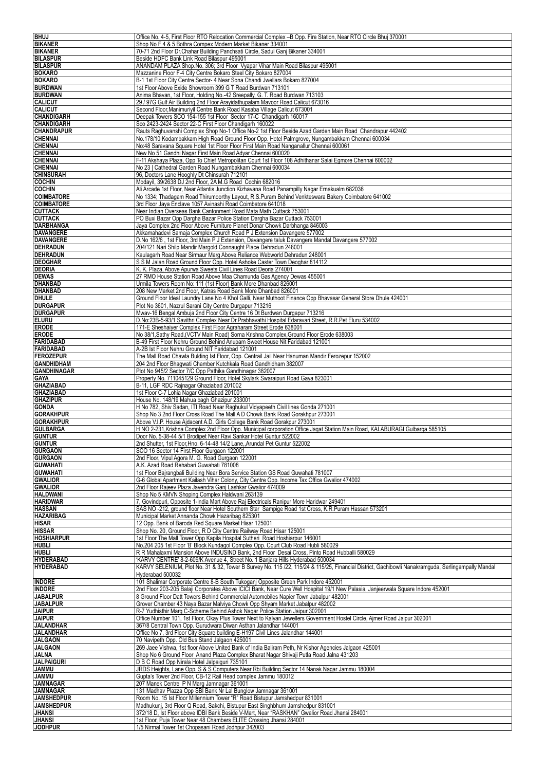| | |
|---|---|
| **BHUJ** | Office No. 4-5, First Floor RTO Relocation Commercial Complex –B Opp. Fire Station, Near RTO Circle Bhuj 370001 |
| **BIKANER** | Shop No F 4 & 5 Bothra Compex Modern Market Bikaner 334001 |
| **BIKANER** | 70-71 2nd Floor Dr.Chahar Building Panchsati Circle, Sadul Ganj Bikaner 334001 |
| **BILASPUR** | Beside HDFC Bank Link Road Bilaspur 495001 |
| **BILASPUR** | ANANDAM PLAZA Shop.No. 306; 3rd Floor Vyapar Vihar Main Road Bilaspur 495001 |
| **BOKARO** | Mazzanine Floor F-4 City Centre Bokaro Steel City Bokaro 827004 |
| **BOKARO** | B-1 1st Floor City Centre Sector- 4 Near Sona Chandi Jwellars Bokaro 827004 |
| **BURDWAN** | 1st Floor Above Exide Showroom 399 G T Road Burdwan 713101 |
| **BURDWAN** | Anima Bhavan, 1st Floor, Holding No.-42 Sreepally, G. T. Road Burdwan 713103 |
| **CALICUT** | 29 / 97G Gulf Air Building 2nd Floor Arayidathupalam Mavoor Road Calicut 673016 |
| **CALICUT** | Second Floor,Manimuriyil Centre Bank Road Kasaba Village Calicut 673001 |
| **CHANDIGARH** | Deepak Towers SCO 154-155 1st Floor Sector 17-C Chandigarh 160017 |
| **CHANDIGARH** | Sco 2423-2424 Sector 22-C First Floor Chandigarh 160022 |
| **CHANDRAPUR** | Rauts Raghuvanshi Complex Shop No-1 Office No-2 1st Floor Beside Azad Garden Main Road Chandrapur 442402 |
| **CHENNAI** | No.178/10 Kodambakkam High Road Ground Floor Opp. Hotel Palmgrove, Nungambakkam Chennai 600034 |
| **CHENNAI** | No:48 Saravana Square Hotel 1st Floor Floor First Main Road Nanganallur Chennai 600061 |
| **CHENNAI** | New No 51 Gandhi Nagar First Main Road Adyar Chennai 600020 |
| **CHENNAI** | F-11 Akshaya Plaza, Opp To Chief Metropolitan Court 1st Floor 108 Adhithanar Salai Egmore Chennai 600002 |
| **CHENNAI** | No 23 \| Cathedral Garden Road Nungambakkam Chennai 600034 |
| **CHINSURAH** | 96, Doctors Lane Hooghly Dt Chinsurah 712101 |
| **COCHIN** | Modayil, 39/2638 DJ 2nd Floor, 2A M.G Road Cochin 682016 |
| **COCHIN** | Ali Arcade 1st Floor, Near Atlantis Junction Kizhavana Road Panampilly Nagar Ernakualm 682036 |
| **COIMBATORE** | No 1334; Thadagam Road Thirumoorthy Layout, R.S.Puram Behind Venkteswara Bakery Coimbatore 641002 |
| **COIMBATORE** | 3rd Floor Jaya Enclave 1057 Avinashi Road Coimbatore 641018 |
| **CUTTACK** | Near Indian Overseas Bank Cantonment Road Mata Math Cuttack 753001 |
| **CUTTACK** | PO Buxi Bazar Opp Dargha Bazar Police Station Dargha Bazar Cuttack 753001 |
| **DARBHANGA** | Jaya Complex 2nd Floor Above Furniture Planet Donar Chowk Darbhanga 846003 |
| **DAVANGERE** | Akkamahadevi Samaja Complex Church Road P J Extension Davangere 577002 |
| **DAVANGERE** | D.No 162/6 , 1st Floor, 3rd Main P J Extension, Davangere taluk Davangere Mandal Davangere 577002 |
| **DEHRADUN** | 204/121 Nari Shilp Mandir Margold Connaught Place Dehradun 248001 |
| **DEHRADUN** | Kaulagarh Road Near Sirmaur Marg Above Reliance Webworld Dehradun 248001 |
| **DEOGHAR** | S S M Jalan Road Ground Floor Opp. Hotel Ashoke Caster Town Deoghar 814112 |
| **DEORIA** | K. K. Plaza, Above Apurwa Sweets Civil Lines Road Deoria 274001 |
| **DEWAS** | 27 RMO House Station Road Above Maa Chamunda Gas Agency Dewas 455001 |
| **DHANBAD** | Urmila Towers Room No: 111 (1st Floor) Bank More Dhanbad 826001 |
| **DHANBAD** | 208 New Market 2nd Floor, Katras Road Bank More Dhanbad 826001 |
| **DHULE** | Ground Floor Ideal Laundry Lane No 4 Khol Galli, Near Muthoot Finance Opp Bhavasar General Store Dhule 424001 |
| **DURGAPUR** | Plot No 3601, Nazrul Sarani City Centre Durgapur 713216 |
| **DURGAPUR** | Mwav-16 Bengal Ambuja 2nd Floor City Centre 16 Dt Burdwan Durgapur 713216 |
| **ELURU** | D.No:23B-5-93/1 Savithri Complex Near Dr.Prabhavathi Hospital Edaravari Street, R.R.Pet Eluru 534002 |
| **ERODE** | 171-E Sheshaiyer Complex First Floor Agraharam Street Erode 638001 |
| **ERODE** | No 38/1,Sathy Road,(VCTV Main Road) Sorna Krishna Complex,Ground Floor Erode 638003 |
| **FARIDABAD** | B-49 First Floor Nehru Ground Behind Anupam Sweet House Nit Faridabad 121001 |
| **FARIDABAD** | A-2B Ist Floor Nehru Ground NIT Faridabad 121001 |
| **FEROZEPUR** | The Mall Road Chawla Bulding Ist Floor, Opp. Centrail Jail Near Hanuman Mandir Ferozepur 152002 |
| **GANDHIDHAM** | 204 2nd Floor Bhagwati Chamber Kutchkala Road Gandhidham 382007 |
| **GANDHINAGAR** | Plot No 945/2 Sector 7/C Opp Pathika Gandhinagar 382007 |
| **GAYA** | Property No. 711045129 Ground Floor, Hotel Skylark Swaraipuri Road Gaya 823001 |
| **GHAZIABAD** | B-11, LGF RDC Rajnagar Ghaziabad 201002 |
| **GHAZIABAD** | 1st Floor C-7 Lohia Nagar Ghaziabad 201001 |
| **GHAZIPUR** | House No. 148/19 Mahua bagh Ghazipur 233001 |
| **GONDA** | H No 782, Shiv Sadan, ITI Road Near Raghukul Vidyapeeth Civil lines Gonda 271001 |
| **GORAKHPUR** | Shop No 3 2nd Floor Cross Road The Mall A D Chowk Bank Road Gorakhpur 273001 |
| **GORAKHPUR** | Above V.I.P. House Ajdacent A.D. Girls College Bank Road Gorakpur 273001 |
| **GULBARGA** | H NO 2-231,Krishna Complex 2nd Floor Opp. Municipal corporation Office Jagat Station Main Road, KALABURAGI Gulbarga 585105 |
| **GUNTUR** | Door No. 5-38-44 5/1 Brodipet Near Ravi Sankar Hotel Guntur 522002 |
| **GUNTUR** | 2nd Shutter, 1st Floor,Hno. 6-14-48 14/2 Lane,,Arundal Pet Guntur 522002 |
| **GURGAON** | SCO 16 Sector 14 First Floor Gurgaon 122001 |
| **GURGAON** | 2nd Floor, Vipul Agora M. G. Road Gurgaon 122001 |
| **GUWAHATI** | A.K. Azad Road Rehabari Guwahati 781008 |
| **GUWAHATI** | 1st Floor Bajrangbali Building Near Bora Service Station GS Road Guwahati 781007 |
| **GWALIOR** | G-6 Global Apartment Kailash Vihar Colony, City Centre Opp. Income Tax Office Gwalior 474002 |
| **GWALIOR** | 2nd Floor Rajeev Plaza Jayendra Ganj Lashkar Gwalior 474009 |
| **HALDWANI** | Shop No 5 KMVN Shoping Complex Haldwani 263139 |
| **HARIDWAR** | 7, Govindpuri, Opposite 1-india Mart Above Raj Electricals Ranipur More Haridwar 249401 |
| **HASSAN** | SAS NO -212, ground floor Near Hotel Southern Star Sampige Road 1st Cross, K.R.Puram Hassan 573201 |
| **HAZARIBAG** | Municipal Market Annanda Chowk Hazaribag 825301 |
| **HISAR** | 12 Opp. Bank of Baroda Red Square Market Hisar 125001 |
| **HISSAR** | Shop No. 20, Ground Floor, R D City Centre Railway Road Hisar 125001 |
| **HOSHIARPUR** | 1st Floor The Mall Tower Opp Kapila Hospital Sutheri Road Hoshiarpur 146001 |
| **HUBLI** | No.204 205 1st Floor 'B' Block Kundagol Complex Opp. Court Club Road Hubli 580029 |
| **HUBLI** | R R Mahalaxmi Mansion Above INDUSIND Bank, 2nd Floor Desai Cross, Pinto Road Hubballi 580029 |
| **HYDERABAD** | 'KARVY CENTRE' 8-2-609/K Avenue 4, Street No. 1 Banjara Hills Hyderabad 500034 |
| **HYDERABAD** | KARVY SELENIUM, Plot No. 31 & 32, Tower B Survey No. 115 /22, 115/24 & 115/25, Financial District, Gachibowli Nanakramguda, Serlingampally Mandal Hyderabad 500032 |
| **INDORE** | 101 Shalimar Corporate Centre 8-B South Tukoganj Opposite Green Park Indore 452001 |
| **INDORE** | 2nd Floor 203-205 Balaji Corporates Above ICICI Bank, Near Cure Well Hospital 19/1 New Palasia, Janjeerwala Square Indore 452001 |
| **JABALPUR** | 8 Ground Floor Datt Towers Behind Commercial Automobiles Napier Town Jabalpur 482001 |
| **JABALPUR** | Grover Chamber 43 Naya Bazar Malviya Chowk Opp Shyam Market Jabalpur 482002 |
| **JAIPUR** | R-7 Yudhisthir Marg C-Scheme Behind Ashok Nagar Police Station Jaipur 302001 |
| **JAIPUR** | Office Number 101, 1st Floor, Okay Plus Tower Next to Kalyan Jewellers Government Hostel Circle, Ajmer Road Jaipur 302001 |
| **JALANDHAR** | 367/8 Central Town Opp. Gurudwara Diwan Asthan Jalandhar 144001 |
| **JALANDHAR** | Office No 7, 3rd Floor City Square building E-H197 Civil Lines Jalandhar 144001 |
| **JALGAON** | 70 Navipeth Opp. Old Bus Stand Jalgaon 425001 |
| **JALGAON** | 269 Jaee Vishwa, 1st floor Above United Bank of India Baliram Peth, Nr Kishor Agencies Jalgaon 425001 |
| **JALNA** | Shop No 6 Ground Floor Anand Plaza Complex Bharat Nagar Shivaji Putla Road Jalna 431203 |
| **JALPAIGURI** | D B C Road Opp Nirala Hotel Jalpaiguri 735101 |
| **JAMMU** | JRDS Heights, Lane Opp. S & S Computers Near Rbi Building Sector 14 Nanak Nagar Jammu 180004 |
| **JAMMU** | Gupta's Tower 2nd Floor, CB-12 Rail Head complex Jammu 180012 |
| **JAMNAGAR** | 207 Manek Centre P N Marg Jamnagar 361001 |
| **JAMNAGAR** | 131 Madhav Plazza Opp SBI Bank Nr Lal Bunglow Jamnagar 361001 |
| **JAMSHEDPUR** | Room No. 15 Ist Floor Millennium Tower "R" Road Bistupur Jamshedpur 831001 |
| **JAMSHEDPUR** | Madhukunj, 3rd Floor Q Road, Sakchi, Bistupur East Singhbhum Jamshedpur 831001 |
| **JHANSI** | 372/18 D, Ist Floor above IDBI Bank Beside V-Mart, Near "RASKHAN" Gwalior Road Jhansi 284001 |
| **JHANSI** | 1st Floor, Puja Tower Near 48 Chambers ELITE Crossing Jhansi 284001 |
| **JODHPUR** | 1/5 Nirmal Tower 1st Chopasani Road Jodhpur 342003 |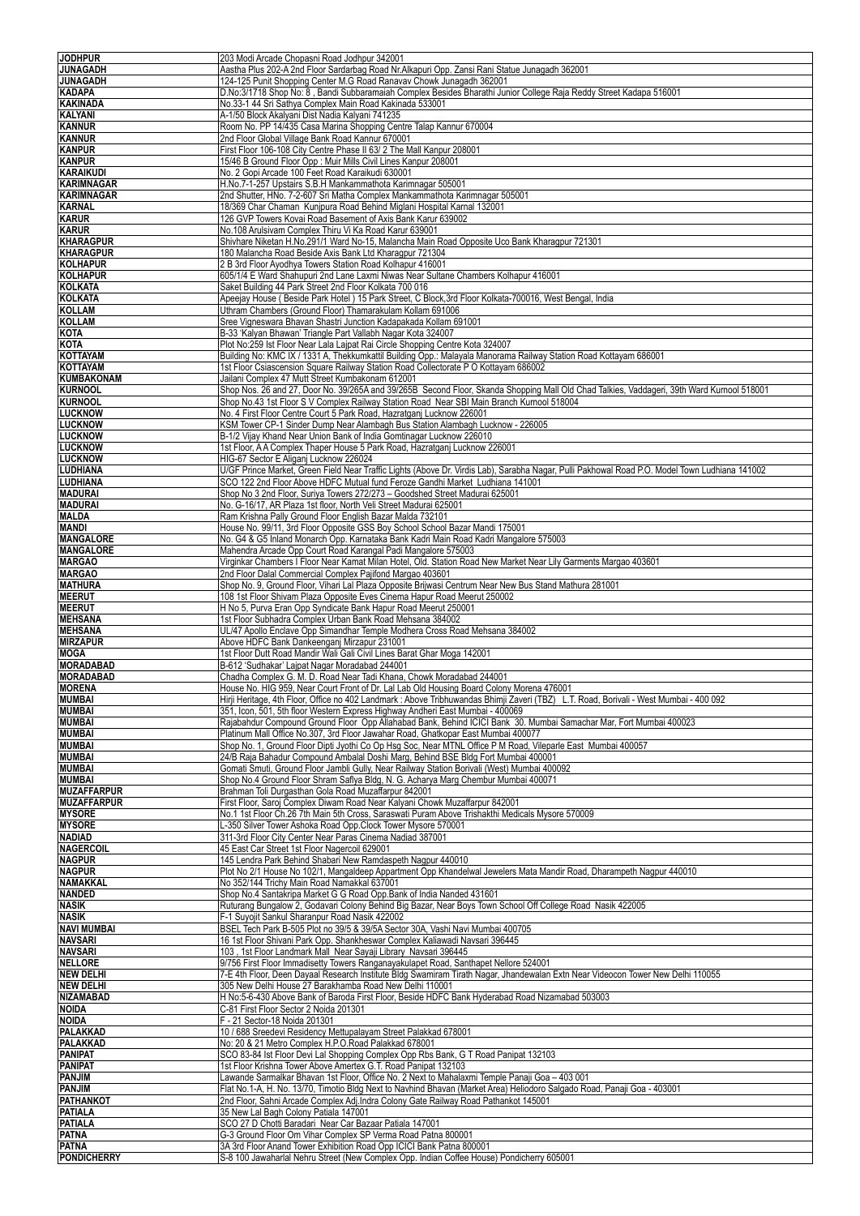| | |
|---|---|
| **JODHPUR** | 203 Modi Arcade Chopasni Road Jodhpur 342001 |
| **JUNAGADH** | Aastha Plus 202-A 2nd Floor Sardarbag Road Nr.Alkapuri Opp. Zansi Rani Statue Junagadh 362001 |
| **JUNAGADH** | 124-125 Punit Shopping Center M.G Road Ranavav Chowk Junagadh 362001 |
| **KADAPA** | D.No:3/1718 Shop No: 8 , Bandi Subbaramaiah Complex Besides Bharathi Junior College Raja Reddy Street Kadapa 516001 |
| **KAKINADA** | No.33-1 44 Sri Sathya Complex Main Road Kakinada 533001 |
| **KALYANI** | A-1/50 Block Akalyani Dist Nadia Kalyani 741235 |
| **KANNUR** | Room No. PP 14/435 Casa Marina Shopping Centre Talap Kannur 670004 |
| **KANNUR** | 2nd Floor Global Village Bank Road Kannur 670001 |
| **KANPUR** | First Floor 106-108 City Centre Phase II 63/ 2 The Mall Kanpur 208001 |
| **KANPUR** | 15/46 B Ground Floor Opp : Muir Mills Civil Lines Kanpur 208001 |
| **KARAIKUDI** | No. 2 Gopi Arcade 100 Feet Road Karaikudi 630001 |
| **KARIMNAGAR** | H.No.7-1-257 Upstairs S.B.H Mankammathota Karimnagar 505001 |
| **KARIMNAGAR** | 2nd Shutter, HNo. 7-2-607 Sri Matha Complex Mankammathota Karimnagar 505001 |
| **KARNAL** | 18/369 Char Chaman Kunjpura Road Behind Miglani Hospital Karnal 132001 |
| **KARUR** | 126 GVP Towers Kovai Road Basement of Axis Bank Karur 639002 |
| **KARUR** | No.108 Arulsivam Complex Thiru Vi Ka Road Karur 639001 |
| **KHARAGPUR** | Shivhare Niketan H.No.291/1 Ward No-15, Malancha Main Road Opposite Uco Bank Kharagpur 721301 |
| **KHARAGPUR** | 180 Malancha Road Beside Axis Bank Ltd Kharagpur 721304 |
| **KOLHAPUR** | 2 B 3rd Floor Ayodhya Towers Station Road Kolhapur 416001 |
| **KOLHAPUR** | 605/1/4 E Ward Shahupuri 2nd Lane Laxmi Niwas Near Sultane Chambers Kolhapur 416001 |
| **KOLKATA** | Saket Building 44 Park Street 2nd Floor Kolkata 700 016 |
| **KOLKATA** | Apeejay House ( Beside Park Hotel ) 15 Park Street, C Block,3rd Floor Kolkata-700016, West Bengal, India |
| **KOLLAM** | Uthram Chambers (Ground Floor) Thamarakulam Kollam 691006 |
| **KOLLAM** | Sree Vigneswara Bhavan Shastri Junction Kadapakada Kollam 691001 |
| **KOTA** | B-33 'Kalyan Bhawan' Triangle Part Vallabh Nagar Kota 324007 |
| **KOTA** | Plot No:259 Ist Floor Near Lala Lajpat Rai Circle Shopping Centre Kota 324007 |
| **KOTTAYAM** | Building No: KMC IX / 1331 A, Thekkumkattil Building Opp.: Malayala Manorama Railway Station Road Kottayam 686001 |
| **KOTTAYAM** | 1st Floor Csiascension Square Railway Station Road Collectorate P O Kottayam 686002 |
| **KUMBAKONAM** | Jailani Complex 47 Mutt Street Kumbakonam 612001 |
| **KURNOOL** | Shop Nos. 26 and 27, Door No. 39/265A and 39/265B Second Floor, Skanda Shopping Mall Old Chad Talkies, Vaddageri, 39th Ward Kurnool 518001 |
| **KURNOOL** | Shop No.43 1st Floor S V Complex Railway Station Road Near SBI Main Branch Kurnool 518004 |
| **LUCKNOW** | No. 4 First Floor Centre Court 5 Park Road, Hazratganj Lucknow 226001 |
| **LUCKNOW** | KSM Tower CP-1 Sinder Dump Near Alambagh Bus Station Alambagh Lucknow - 226005 |
| **LUCKNOW** | B-1/2 Vijay Khand Near Union Bank of India Gomtinagar Lucknow 226010 |
| **LUCKNOW** | 1st Floor, A A Complex Thaper House 5 Park Road, Hazratganj Lucknow 226001 |
| **LUCKNOW** | HIG-67 Sector E Aliganj Lucknow 226024 |
| **LUDHIANA** | U/GF Prince Market, Green Field Near Traffic Lights (Above Dr. Virdis Lab), Sarabha Nagar, Pulli Pakhowal Road P.O. Model Town Ludhiana 141002 |
| **LUDHIANA** | SCO 122 2nd Floor Above HDFC Mutual fund Feroze Gandhi Market Ludhiana 141001 |
| **MADURAI** | Shop No 3 2nd Floor, Suriya Towers 272/273 – Goodshed Street Madurai 625001 |
| **MADURAI** | No. G-16/17, AR Plaza 1st floor, North Veli Street Madurai 625001 |
| **MALDA** | Ram Krishna Pally Ground Floor English Bazar Malda 732101 |
| **MANDI** | House No. 99/11, 3rd Floor Opposite GSS Boy School School Bazar Mandi 175001 |
| **MANGALORE** | No. G4 & G5 Inland Monarch Opp. Karnataka Bank Kadri Main Road Kadri Mangalore 575003 |
| **MANGALORE** | Mahendra Arcade Opp Court Road Karangal Padi Mangalore 575003 |
| **MARGAO** | Virginkar Chambers I Floor Near Kamat Milan Hotel, Old. Station Road New Market Near Lily Garments Margao 403601 |
| **MARGAO** | 2nd Floor Dalal Commercial Complex Pajifond Margao 403601 |
| **MATHURA** | Shop No. 9, Ground Floor, Vihari Lal Plaza Opposite Brijwasi Centrum Near New Bus Stand Mathura 281001 |
| **MEERUT** | 108 1st Floor Shivam Plaza Opposite Eves Cinema Hapur Road Meerut 250002 |
| **MEERUT** | H No 5, Purva Eran Opp Syndicate Bank Hapur Road Meerut 250001 |
| **MEHSANA** | 1st Floor Subhadra Complex Urban Bank Road Mehsana 384002 |
| **MEHSANA** | UL/47 Apollo Enclave Opp Simandhar Temple Modhera Cross Road Mehsana 384002 |
| **MIRZAPUR** | Above HDFC Bank Dankeenganj Mirzapur 231001 |
| **MOGA** | 1st Floor Dutt Road Mandir Wali Gali Civil Lines Barat Ghar Moga 142001 |
| **MORADABAD** | B-612 'Sudhakar' Lajpat Nagar Moradabad 244001 |
| **MORADABAD** | Chadha Complex G. M. D. Road Near Tadi Khana, Chowk Moradabad 244001 |
| **MORENA** | House No. HIG 959, Near Court Front of Dr. Lal Lab Old Housing Board Colony Morena 476001 |
| **MUMBAI** | Hirji Heritage, 4th Floor, Office no 402 Landmark : Above Tribhuwandas Bhimji Zaveri (TBZ) L.T. Road, Borivali - West Mumbai - 400 092 |
| **MUMBAI** | 351, Icon, 501, 5th floor Western Express Highway Andheri East Mumbai - 400069 |
| **MUMBAI** | Rajabahdur Compound Ground Floor Opp Allahabad Bank, Behind ICICI Bank 30. Mumbai Samachar Mar, Fort Mumbai 400023 |
| **MUMBAI** | Platinum Mall Office No.307, 3rd Floor Jawahar Road, Ghatkopar East Mumbai 400077 |
| **MUMBAI** | Shop No. 1, Ground Floor Dipti Jyothi Co Op Hsg Soc, Near MTNL Office P M Road, Vileparle East Mumbai 400057 |
| **MUMBAI** | 24/B Raja Bahadur Compound Ambalal Doshi Marg, Behind BSE Bldg Fort Mumbai 400001 |
| **MUMBAI** | Gomati Smuti, Ground Floor Jambli Gully, Near Railway Station Borivali (West) Mumbai 400092 |
| **MUMBAI** | Shop No.4 Ground Floor Shram Safiya Bldg, N. G. Acharya Marg Chembur Mumbai 400071 |
| **MUZAFFARPUR** | Brahman Toli Durgasthan Gola Road Muzaffarpur 842001 |
| **MUZAFFARPUR** | First Floor, Saroj Complex Diwam Road Near Kalyani Chowk Muzaffarpur 842001 |
| **MYSORE** | No.1 1st Floor Ch.26 7th Main 5th Cross, Saraswati Puram Above Trishakthi Medicals Mysore 570009 |
| **MYSORE** | L-350 Silver Tower Ashoka Road Opp.Clock Tower Mysore 570001 |
| **NADIAD** | 311-3rd Floor City Center Near Paras Cinema Nadiad 387001 |
| **NAGERCOIL** | 45 East Car Street 1st Floor Nagercoil 629001 |
| **NAGPUR** | 145 Lendra Park Behind Shabari New Ramdaspeth Nagpur 440010 |
| **NAGPUR** | Plot No 2/1 House No 102/1, Mangaldeep Appartment Opp Khandelwal Jewelers Mata Mandir Road, Dharampeth Nagpur 440010 |
| **NAMAKKAL** | No 352/144 Trichy Main Road Namakkal 637001 |
| **NANDED** | Shop No.4 Santakripa Market G G Road Opp.Bank of India Nanded 431601 |
| **NASIK** | Ruturang Bungalow 2, Godavari Colony Behind Big Bazar, Near Boys Town School Off College Road Nasik 422005 |
| **NASIK** | F-1 Suyojit Sankul Sharanpur Road Nasik 422002 |
| **NAVI MUMBAI** | BSEL Tech Park B-505 Plot no 39/5 & 39/5A Sector 30A, Vashi Navi Mumbai 400705 |
| **NAVSARI** | 16 1st Floor Shivani Park Opp. Shankheswar Complex Kaliawadi Navsari 396445 |
| **NAVSARI** | 103 , 1st Floor Landmark Mall Near Sayaji Library Navsari 396445 |
| **NELLORE** | 9/756 First Floor Immadisetty Towers Ranganayakulapet Road, Santhapet Nellore 524001 |
| **NEW DELHI** | 7-E 4th Floor, Deen Dayaal Research Institute Bldg Swamiram Tirath Nagar, Jhandewalan Extn Near Videocon Tower New Delhi 110055 |
| **NEW DELHI** | 305 New Delhi House 27 Barakhamba Road New Delhi 110001 |
| **NIZAMABAD** | H No:5-6-430 Above Bank of Baroda First Floor, Beside HDFC Bank Hyderabad Road Nizamabad 503003 |
| **NOIDA** | C-81 First Floor Sector 2 Noida 201301 |
| **NOIDA** | F - 21 Sector-18 Noida 201301 |
| **PALAKKAD** | 10 / 688 Sreedevi Residency Mettupalayam Street Palakkad 678001 |
| **PALAKKAD** | No: 20 & 21 Metro Complex H.P.O.Road Palakkad 678001 |
| **PANIPAT** | SCO 83-84 Ist Floor Devi Lal Shopping Complex Opp Rbs Bank, G T Road Panipat 132103 |
| **PANIPAT** | 1st Floor Krishna Tower Above Amertex G.T. Road Panipat 132103 |
| **PANJIM** | Lawande Sarmalkar Bhavan 1st Floor, Office No. 2 Next to Mahalaxmi Temple Panaji Goa – 403 001 |
| **PANJIM** | Flat No.1-A, H. No. 13/70, Timotio Bldg Next to Navhind Bhavan (Market Area) Heliodoro Salgado Road, Panaji Goa - 403001 |
| **PATHANKOT** | 2nd Floor, Sahni Arcade Complex Adj.Indra Colony Gate Railway Road Pathankot 145001 |
| **PATIALA** | 35 New Lal Bagh Colony Patiala 147001 |
| **PATIALA** | SCO 27 D Chotti Baradari Near Car Bazaar Patiala 147001 |
| **PATNA** | G-3 Ground Floor Om Vihar Complex SP Verma Road Patna 800001 |
| **PATNA** | 3A 3rd Floor Anand Tower Exhibition Road Opp ICICI Bank Patna 800001 |
| **PONDICHERRY** | S-8 100 Jawaharlal Nehru Street (New Complex Opp. Indian Coffee House) Pondicherry 605001 |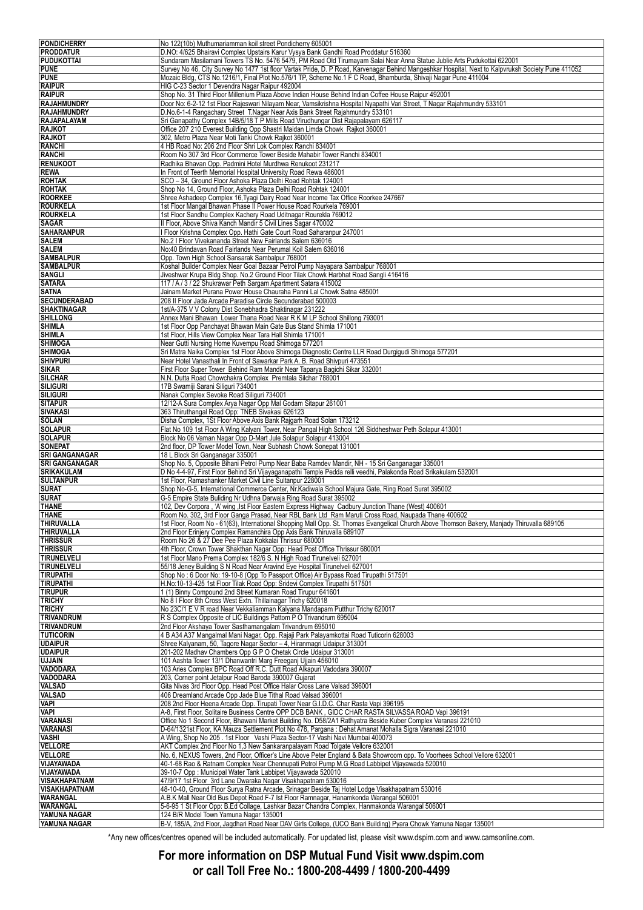| | |
|---|---|
| **PONDICHERRY** | No 122(10b) Muthumariamman koil street Pondicherry 605001 |
| **PRODDATUR** | D.NO: 4/625 Bhairavi Complex Upstairs Karur Vysya Bank Gandhi Road Proddatur 516360 |
| **PUDUKOTTAI** | Sundaram Masilamani Towers TS No. 5476 5479, PM Road Old Tirumayam Salai Near Anna Statue Jublie Arts Pudukottai 622001 |
| **PUNE** | Survey No 46, City Survey No 1477 1st floor Vartak Pride, D. P Road, Karvenagar Behind Mangeshkar Hospital, Next to Kalpvruksh Society Pune 411052 |
| **PUNE** | Mozaic Bldg, CTS No.1216/1, Final Plot No.576/1 TP, Scheme No.1 F C Road, Bhamburda, Shivaji Nagar Pune 411004 |
| **RAIPUR** | HIG C-23 Sector 1 Devendra Nagar Raipur 492004 |
| **RAIPUR** | Shop No. 31 Third Floor Millenium Plaza Above Indian House Behind Indian Coffee House Raipur 492001 |
| **RAJAHMUNDRY** | Door No: 6-2-12 1st Floor Rajeswari Nilayam Near, Vamsikrishna Hospital Nyapathi Vari Street, T Nagar Rajahmundry 533101 |
| **RAJAHMUNDRY** | D.No.6-1-4 Rangachary Street T.Nagar Near Axis Bank Street Rajahmundry 533101 |
| **RAJAPALAYAM** | Sri Ganapathy Complex 14B/5/18 T P Mills Road Virudhungar Dist Rajapalayam 626117 |
| **RAJKOT** | Office 207 210 Everest Building Opp Shastri Maidan Limda Chowk Rajkot 360001 |
| **RAJKOT** | 302, Metro Plaza Near Moti Tanki Chowk Rajkot 360001 |
| **RANCHI** | 4 HB Road No: 206 2nd Floor Shri Lok Complex Ranchi 834001 |
| **RANCHI** | Room No 307 3rd Floor Commerce Tower Beside Mahabir Tower Ranchi 834001 |
| **RENUKOOT** | Radhika Bhavan Opp. Padmini Hotel Murdhwa Renukoot 231217 |
| **REWA** | In Front of Teerth Memorial Hospital University Road Rewa 486001 |
| **ROHTAK** | SCO – 34, Ground Floor Ashoka Plaza Delhi Road Rohtak 124001 |
| **ROHTAK** | Shop No 14, Ground Floor, Ashoka Plaza Delhi Road Rohtak 124001 |
| **ROORKEE** | Shree Ashadeep Complex 16,Tyagi Dairy Road Near Income Tax Office Roorkee 247667 |
| **ROURKELA** | 1st Floor Mangal Bhawan Phase II Power House Road Rourkela 769001 |
| **ROURKELA** | 1st Floor Sandhu Complex Kachery Road Uditnagar Rourekla 769012 |
| **SAGAR** | II Floor, Above Shiva Kanch Mandir 5 Civil Lines Sagar 470002 |
| **SAHARANPUR** | I Floor Krishna Complex Opp. Hathi Gate Court Road Saharanpur 247001 |
| **SALEM** | No.2 I Floor Vivekananda Street New Fairlands Salem 636016 |
| **SALEM** | No:40 Brindavan Road Fairlands Near Perumal Koil Salem 636016 |
| **SAMBALPUR** | Opp. Town High School Sansarak Sambalpur 768001 |
| **SAMBALPUR** | Koshal Builder Complex Near Goal Bazaar Petrol Pump Nayapara Sambalpur 768001 |
| **SANGLI** | Jiveshwar Krupa Bldg Shop. No.2 Ground Floor Tilak Chowk Harbhat Road Sangli 416416 |
| **SATARA** | 117 / A / 3 / 22 Shukrawar Peth Sargam Apartment Satara 415002 |
| **SATNA** | Jainam Market Purana Power House Chauraha Panni Lal Chowk Satna 485001 |
| **SECUNDERABAD** | 208 II Floor Jade Arcade Paradise Circle Secunderabad 500003 |
| **SHAKTINAGAR** | 1st/A-375 V V Colony Dist Sonebhadra Shaktinagar 231222 |
| **SHILLONG** | Annex Mani Bhawan Lower Thana Road Near R K M LP School Shillong 793001 |
| **SHIMLA** | 1st Floor Opp Panchayat Bhawan Main Gate Bus Stand Shimla 171001 |
| **SHIMLA** | 1st Floor, Hills View Complex Near Tara Hall Shimla 171001 |
| **SHIMOGA** | Near Gutti Nursing Home Kuvempu Road Shimoga 577201 |
| **SHIMOGA** | Sri Matra Naika Complex 1st Floor Above Shimoga Diagnostic Centre LLR Road Durgigudi Shimoga 577201 |
| **SHIVPURI** | Near Hotel Vanasthali In Front of Sawarkar Park A. B. Road Shivpuri 473551 |
| **SIKAR** | First Floor Super Tower Behind Ram Mandir Near Taparya Bagichi Sikar 332001 |
| **SILCHAR** | N.N. Dutta Road Chowchakra Complex Premtala Silchar 788001 |
| **SILIGURI** | 17B Swamiji Sarani Siliguri 734001 |
| **SILIGURI** | Nanak Complex Sevoke Road Siliguri 734001 |
| **SITAPUR** | 12/12-A Sura Complex Arya Nagar Opp Mal Godam Sitapur 261001 |
| **SIVAKASI** | 363 Thiruthangal Road Opp: TNEB Sivakasi 626123 |
| **SOLAN** | Disha Complex, 1St Floor Above Axis Bank Rajgarh Road Solan 173212 |
| **SOLAPUR** | Flat No 109 1st Floor A Wing Kalyani Tower, Near Pangal High School 126 Siddheshwar Peth Solapur 413001 |
| **SOLAPUR** | Block No 06 Vaman Nagar Opp D-Mart Jule Solapur Solapur 413004 |
| **SONEPAT** | 2nd floor, DP Tower Model Town, Near Subhash Chowk Sonepat 131001 |
| **SRI GANGANAGAR** | 18 L Block Sri Ganganagar 335001 |
| **SRI GANGANAGAR** | Shop No. 5, Opposite Bihani Petrol Pump Near Baba Ramdev Mandir, NH - 15 Sri Ganganagar 335001 |
| **SRIKAKULAM** | D No 4-4-97, First Floor Behind Sri Vijayaganapathi Temple Pedda relli veedhi, Palakonda Road Srikakulam 532001 |
| **SULTANPUR** | 1st Floor, Ramashanker Market Civil Line Sultanpur 228001 |
| **SURAT** | Shop No-G-5, International Commerce Center, Nr.Kadiwala School Majura Gate, Ring Road Surat 395002 |
| **SURAT** | G-5 Empire State Buliding Nr Udhna Darwaja Ring Road Surat 395002 |
| **THANE** | 102, Dev Corpora , 'A' wing ,Ist Floor Eastern Express Highway Cadbury Junction Thane (West) 400601 |
| **THANE** | Room No. 302, 3rd Floor Ganga Prasad, Near RBL Bank Ltd Ram Maruti Cross Road, Naupada Thane 400602 |
| **THIRUVALLA** | 1st Floor, Room No - 61(63), International Shopping Mall Opp. St. Thomas Evangelical Church Above Thomson Bakery, Manjady Thiruvalla 689105 |
| **THIRUVALLA** | 2nd Floor Erinjery Complex Ramanchira Opp Axis Bank Thiruvalla 689107 |
| **THRISSUR** | Room No 26 & 27 Dee Pee Plaza Kokkalai Thrissur 680001 |
| **THRISSUR** | 4th Floor, Crown Tower Shakthan Nagar Opp: Head Post Office Thrissur 680001 |
| **TIRUNELVELI** | 1st Floor Mano Prema Complex 182/6 S. N High Road Tirunelveli 627001 |
| **TIRUNELVELI** | 55/18 Jeney Building S N Road Near Aravind Eye Hospital Tirunelveli 627001 |
| **TIRUPATHI** | Shop No : 6 Door No: 19-10-8 (Opp To Passport Office) Air Bypass Road Tirupathi 517501 |
| **TIRUPATHI** | H.No:10-13-425 1st Floor Tilak Road Opp: Sridevi Complex Tirupathi 517501 |
| **TIRUPUR** | 1 (1) Binny Compound 2nd Street Kumaran Road Tirupur 641601 |
| **TRICHY** | No 8 I Floor 8th Cross West Extn. Thillainagar Trichy 620018 |
| **TRICHY** | No 23C/1 E V R road Near Vekkaliamman Kalyana Mandapam Putthur Trichy 620017 |
| **TRIVANDRUM** | R S Complex Opposite of LIC Buildings Pattom P O Trivandrum 695004 |
| **TRIVANDRUM** | 2nd Floor Akshaya Tower Sasthamangalam Trivandrum 695010 |
| **TUTICORIN** | 4 B A34 A37 Mangalmal Mani Nagar, Opp. Rajaji Park Palayamkottai Road Tuticorin 628003 |
| **UDAIPUR** | Shree Kalyanam, 50, Tagore Nagar Sector – 4, Hiranmagri Udaipur 313001 |
| **UDAIPUR** | 201-202 Madhav Chambers Opp G P O Chetak Circle Udaipur 313001 |
| **UJJAIN** | 101 Aashta Tower 13/1 Dhanwantri Marg Freeganj Ujjain 456010 |
| **VADODARA** | 103 Aries Complex BPC Road Off R.C. Dutt Road Alkapuri Vadodara 390007 |
| **VADODARA** | 203, Corner point Jetalpur Road Baroda 390007 Gujarat |
| **VALSAD** | Gita Nivas 3rd Floor Opp. Head Post Office Halar Cross Lane Valsad 396001 |
| **VALSAD** | 406 Dreamland Arcade Opp Jade Blue Tithal Road Valsad 396001 |
| **VAPI** | 208 2nd Floor Heena Arcade Opp. Tirupati Tower Near G.I.D.C. Char Rasta Vapi 396195 |
| **VAPI** | A-8, First Floor, Solitaire Business Centre OPP DCB BANK , GIDC CHAR RASTA SILVASSA ROAD Vapi 396191 |
| **VARANASI** | Office No 1 Second Floor, Bhawani Market Building No. D58/2A1 Rathyatra Beside Kuber Complex Varanasi 221010 |
| **VARANASI** | D-64/1321st Floor, KA Mauza Settlement Plot No 478, Pargana : Dehat Amanat Mohalla Sigra Varanasi 221010 |
| **VASHI** | A Wing, Shop No 205 . 1st Floor Vashi Plaza Sector-17 Vashi Navi Mumbai 400073 |
| **VELLORE** | AKT Complex 2nd Floor No 1,3 New Sankaranpalayam Road Tolgate Vellore 632001 |
| **VELLORE** | No. 6, NEXUS Towers, 2nd Floor, Officer's Line Above Peter England & Bata Showroom opp. To Voorhees School Vellore 632001 |
| **VIJAYAWADA** | 40-1-68 Rao & Ratnam Complex Near Chennupati Petrol Pump M.G Road Labbipet Vijayawada 520010 |
| **VIJAYAWADA** | 39-10-7 Opp : Municipal Water Tank Labbipet Vijayawada 520010 |
| **VISAKHAPATNAM** | 47/9/17 1st Floor 3rd Lane Dwaraka Nagar Visakhapatnam 530016 |
| **VISAKHAPATNAM** | 48-10-40, Ground Floor Surya Ratna Arcade, Srinagar Beside Taj Hotel Lodge Visakhapatnam 530016 |
| **WARANGAL** | A.B.K Mall Near Old Bus Depot Road F-7 Ist Floor Ramnagar, Hanamkonda Warangal 506001 |
| **WARANGAL** | 5-6-95 1 St Floor Opp: B.Ed Collage, Lashkar Bazar Chandra Complex, Hanmakonda Warangal 506001 |
| **YAMUNA NAGAR** | 124 B/R Model Town Yamuna Nagar 135001 |
| **YAMUNA NAGAR** | B-V, 185/A, 2nd Floor, Jagdhari Road Near DAV Girls College, (UCO Bank Building) Pyara Chowk Yamuna Nagar 135001 |

*Any new offices/centres opened will be included automatically. For updated list, please visit www.dspim.com and www.camsonline.com.

**For more information on DSP Mutual Fund Visit www.dspim.com or call Toll Free No.: 1800-208-4499 / 1800-200-4499**